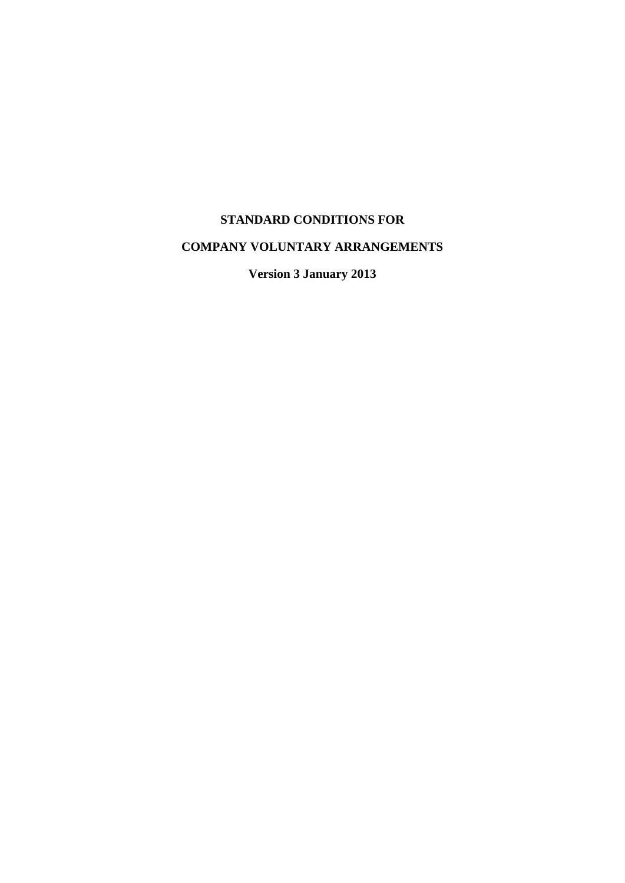# STANDARD CONDITIONS FOR

# COMPANY VOLUNTARY ARRANGEMENTS

**Version 3 January 2013**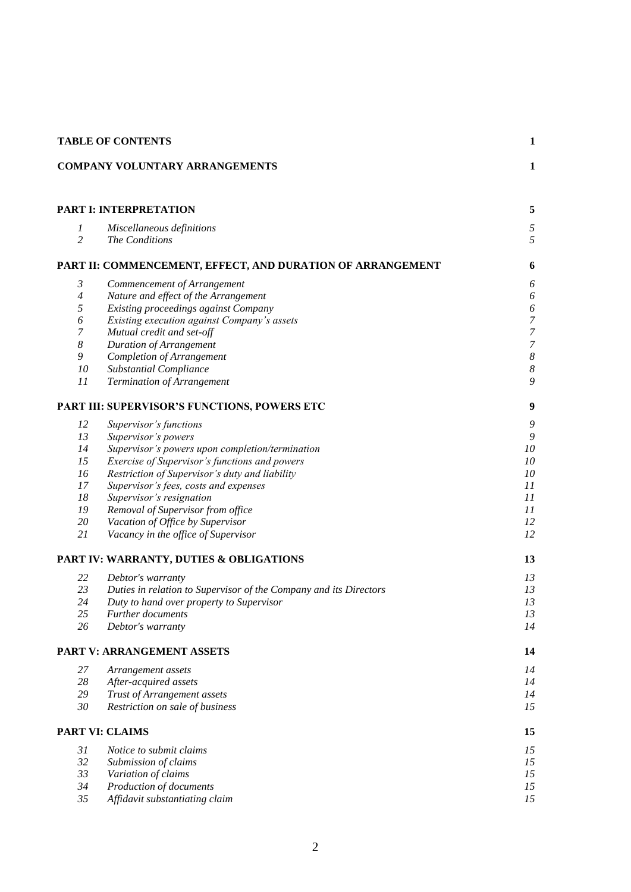| **TABLE OF CONTENTS** | | **1** |
|---|---|---|
| **COMPANY VOLUNTARY ARRANGEMENTS** | | **1** |
| **PART I: INTERPRETATION** | | **5** |
| *1* | *Miscellaneous definitions* | *5* |
| *2* | *The Conditions* | *5* |
| **PART II: COMMENCEMENT, EFFECT, AND DURATION OF ARRANGEMENT** | | **6** |
| *3* | *Commencement of Arrangement* | *6* |
| *4* | *Nature and effect of the Arrangement* | *6* |
| *5* | *Existing proceedings against Company* | *6* |
| *6* | *Existing execution against Company's assets* | *7* |
| *7* | *Mutual credit and set-off* | *7* |
| *8* | *Duration of Arrangement* | *7* |
| *9* | *Completion of Arrangement* | *8* |
| *10* | *Substantial Compliance* | *8* |
| *11* | *Termination of Arrangement* | *9* |
| **PART III: SUPERVISOR'S FUNCTIONS, POWERS ETC** | | **9** |
| *12* | *Supervisor's functions* | *9* |
| *13* | *Supervisor's powers* | *9* |
| *14* | *Supervisor's powers upon completion/termination* | *10* |
| *15* | *Exercise of Supervisor's functions and powers* | *10* |
| *16* | *Restriction of Supervisor's duty and liability* | *10* |
| *17* | *Supervisor's fees, costs and expenses* | *11* |
| *18* | *Supervisor's resignation* | *11* |
| *19* | *Removal of Supervisor from office* | *11* |
| *20* | *Vacation of Office by Supervisor* | *12* |
| *21* | *Vacancy in the office of Supervisor* | *12* |
| **PART IV: WARRANTY, DUTIES & OBLIGATIONS** | | **13** |
| *22* | *Debtor's warranty* | *13* |
| *23* | *Duties in relation to Supervisor of the Company and its Directors* | *13* |
| *24* | *Duty to hand over property to Supervisor* | *13* |
| *25* | *Further documents* | *13* |
| *26* | *Debtor's warranty* | *14* |
| **PART V: ARRANGEMENT ASSETS** | | **14** |
| *27* | *Arrangement assets* | *14* |
| *28* | *After-acquired assets* | *14* |
| *29* | *Trust of Arrangement assets* | *14* |
| *30* | *Restriction on sale of business* | *15* |
| **PART VI: CLAIMS** | | **15** |
| *31* | *Notice to submit claims* | *15* |
| *32* | *Submission of claims* | *15* |
| *33* | *Variation of claims* | *15* |
| *34* | *Production of documents* | *15* |
| *35* | *Affidavit substantiating claim* | *15* |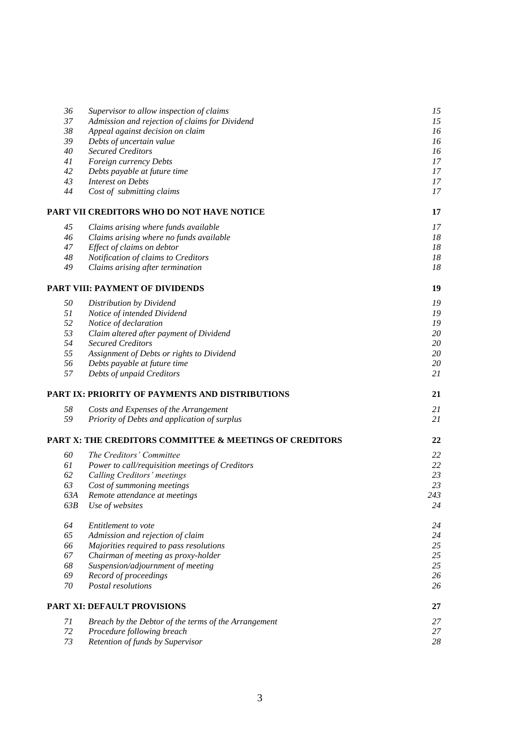| | | |
|---|---|---|
| 36 | *Supervisor to allow inspection of claims* | *15* |
| 37 | *Admission and rejection of claims for Dividend* | *15* |
| 38 | *Appeal against decision on claim* | *16* |
| 39 | *Debts of uncertain value* | *16* |
| 40 | *Secured Creditors* | *16* |
| 41 | *Foreign currency Debts* | *17* |
| 42 | *Debts payable at future time* | *17* |
| 43 | *Interest on Debts* | *17* |
| 44 | *Cost of submitting claims* | *17* |
| **PART VII CREDITORS WHO DO NOT HAVE NOTICE** | | **17** |
| 45 | *Claims arising where funds available* | *17* |
| 46 | *Claims arising where no funds available* | *18* |
| 47 | *Effect of claims on debtor* | *18* |
| 48 | *Notification of claims to Creditors* | *18* |
| 49 | *Claims arising after termination* | *18* |
| **PART VIII: PAYMENT OF DIVIDENDS** | | **19** |
| 50 | *Distribution by Dividend* | *19* |
| 51 | *Notice of intended Dividend* | *19* |
| 52 | *Notice of declaration* | *19* |
| 53 | *Claim altered after payment of Dividend* | *20* |
| 54 | *Secured Creditors* | *20* |
| 55 | *Assignment of Debts or rights to Dividend* | *20* |
| 56 | *Debts payable at future time* | *20* |
| 57 | *Debts of unpaid Creditors* | *21* |
| **PART IX: PRIORITY OF PAYMENTS AND DISTRIBUTIONS** | | **21** |
| 58 | *Costs and Expenses of the Arrangement* | *21* |
| 59 | *Priority of Debts and application of surplus* | *21* |
| **PART X: THE CREDITORS COMMITTEE & MEETINGS OF CREDITORS** | | **22** |
| 60 | *The Creditors' Committee* | *22* |
| 61 | *Power to call/requisition meetings of Creditors* | *22* |
| 62 | *Calling Creditors' meetings* | *23* |
| 63 | *Cost of summoning meetings* | *23* |
| 63A | *Remote attendance at meetings* | *243* |
| 63B | *Use of websites* | *24* |
| 64 | *Entitlement to vote* | *24* |
| 65 | *Admission and rejection of claim* | *24* |
| 66 | *Majorities required to pass resolutions* | *25* |
| 67 | *Chairman of meeting as proxy-holder* | *25* |
| 68 | *Suspension/adjournment of meeting* | *25* |
| 69 | *Record of proceedings* | *26* |
| 70 | *Postal resolutions* | *26* |
| **PART XI: DEFAULT PROVISIONS** | | **27** |
| 71 | *Breach by the Debtor of the terms of the Arrangement* | *27* |
| 72 | *Procedure following breach* | *27* |
| 73 | *Retention of funds by Supervisor* | *28* |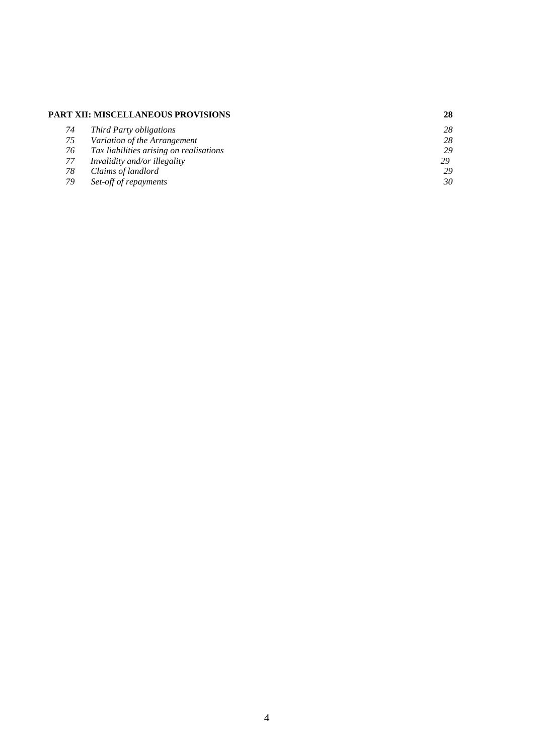**PART XII: MISCELLANEOUS PROVISIONS** **28**

| | | |
|---|---|---|
| *74* | *Third Party obligations* | *28* |
| *75* | *Variation of the Arrangement* | *28* |
| *76* | *Tax liabilities arising on realisations* | *29* |
| *77* | *Invalidity and/or illegality* | *29* |
| *78* | *Claims of landlord* | *29* |
| *79* | *Set-off of repayments* | *30* |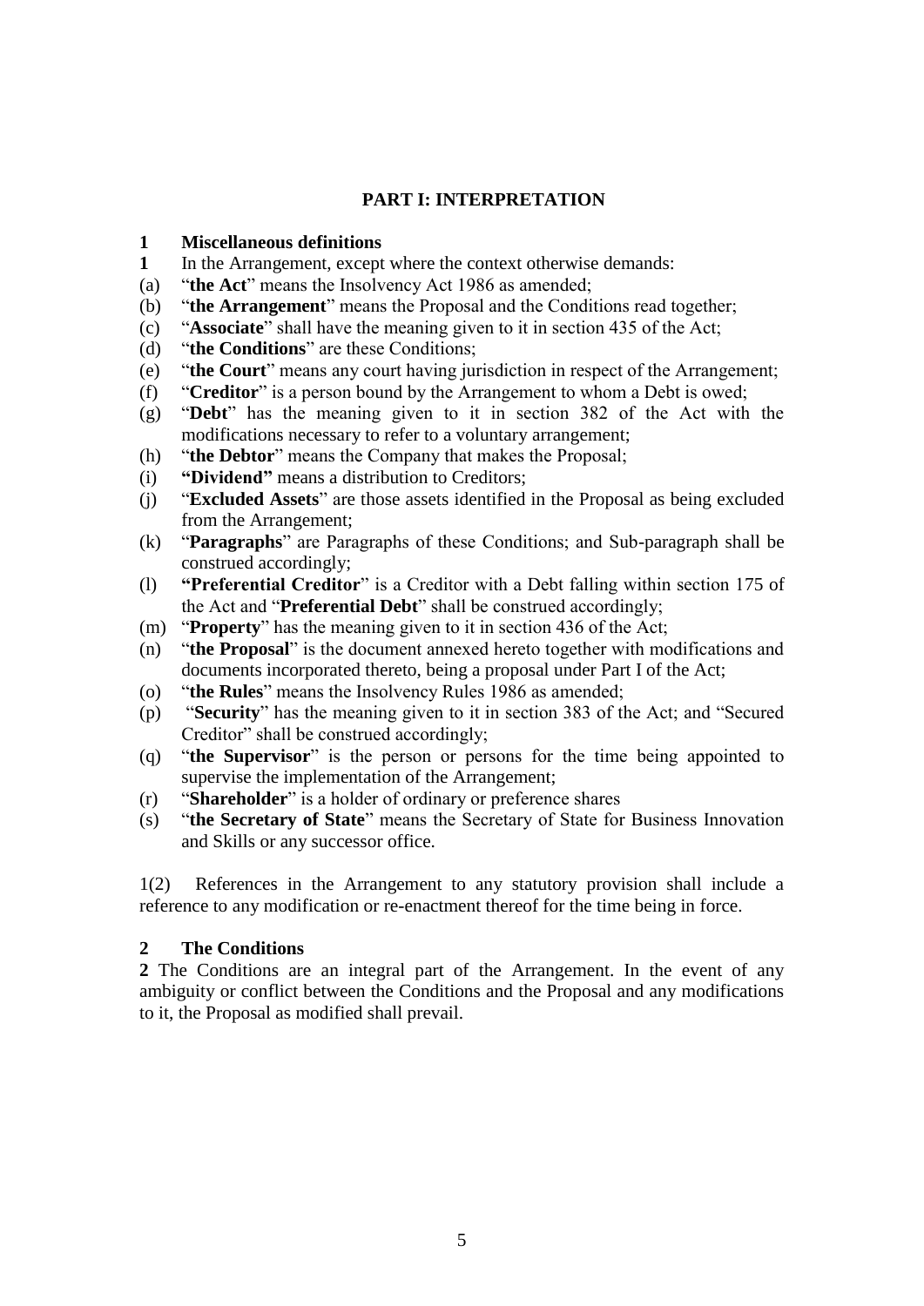## PART I: INTERPRETATION

### 1 Miscellaneous definitions

**1** In the Arrangement, except where the context otherwise demands:

(a) "**the Act**" means the Insolvency Act 1986 as amended;

(b) "**the Arrangement**" means the Proposal and the Conditions read together;

(c) "**Associate**" shall have the meaning given to it in section 435 of the Act;

(d) "**the Conditions**" are these Conditions;

(e) "**the Court**" means any court having jurisdiction in respect of the Arrangement;

(f) "**Creditor**" is a person bound by the Arrangement to whom a Debt is owed;

(g) "**Debt**" has the meaning given to it in section 382 of the Act with the modifications necessary to refer to a voluntary arrangement;

(h) "**the Debtor**" means the Company that makes the Proposal;

(i) **"Dividend"** means a distribution to Creditors;

(j) "**Excluded Assets**" are those assets identified in the Proposal as being excluded from the Arrangement;

(k) "**Paragraphs**" are Paragraphs of these Conditions; and Sub-paragraph shall be construed accordingly;

(l) **"Preferential Creditor**" is a Creditor with a Debt falling within section 175 of the Act and "**Preferential Debt**" shall be construed accordingly;

(m) "**Property**" has the meaning given to it in section 436 of the Act;

(n) "**the Proposal**" is the document annexed hereto together with modifications and documents incorporated thereto, being a proposal under Part I of the Act;

(o) "**the Rules**" means the Insolvency Rules 1986 as amended;

(p) "**Security**" has the meaning given to it in section 383 of the Act; and "Secured Creditor" shall be construed accordingly;

(q) "**the Supervisor**" is the person or persons for the time being appointed to supervise the implementation of the Arrangement;

(r) "**Shareholder**" is a holder of ordinary or preference shares

(s) "**the Secretary of State**" means the Secretary of State for Business Innovation and Skills or any successor office.

1(2) References in the Arrangement to any statutory provision shall include a reference to any modification or re-enactment thereof for the time being in force.

### 2 The Conditions

**2** The Conditions are an integral part of the Arrangement. In the event of any ambiguity or conflict between the Conditions and the Proposal and any modifications to it, the Proposal as modified shall prevail.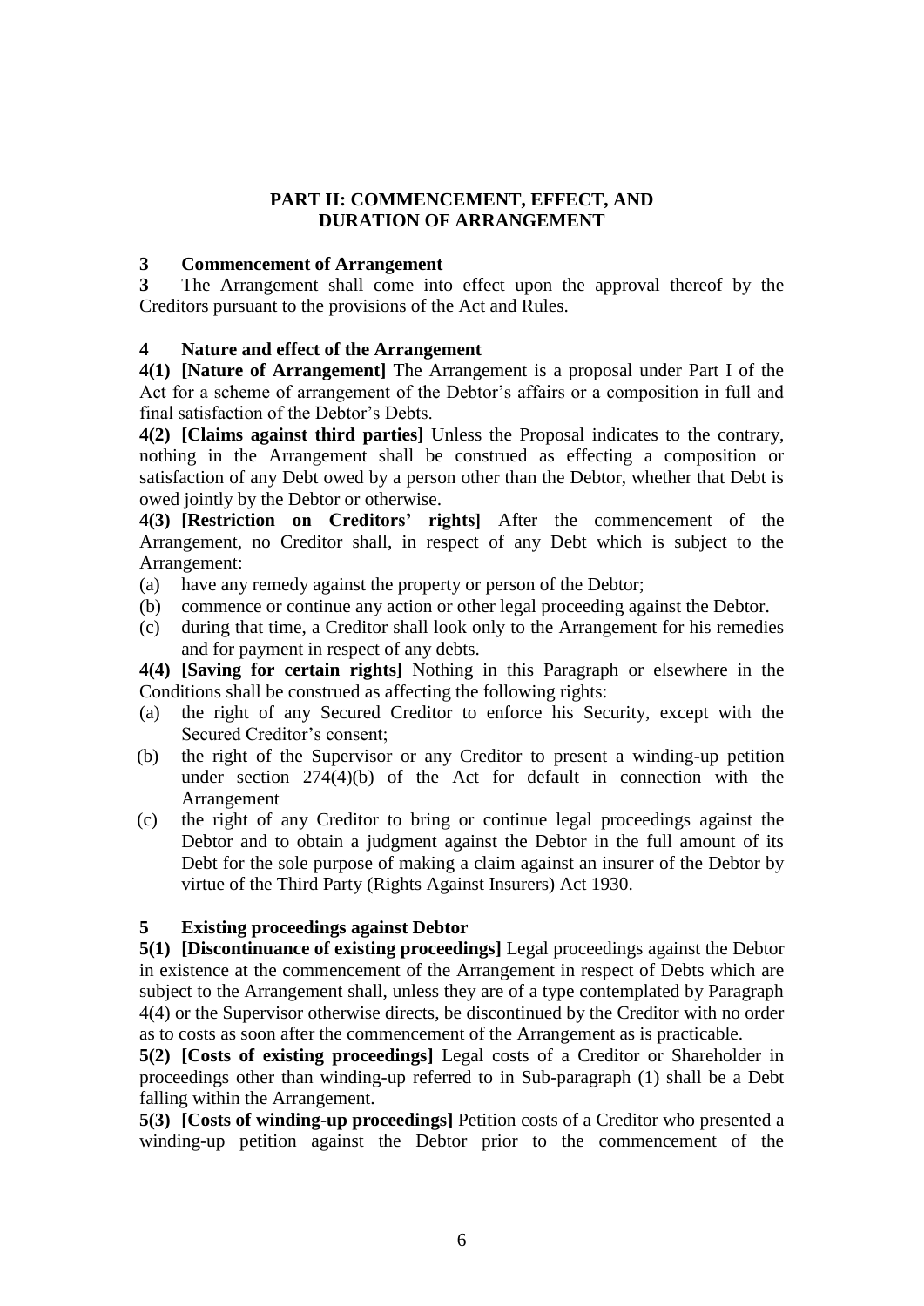## PART II: COMMENCEMENT, EFFECT, AND DURATION OF ARRANGEMENT

### 3 Commencement of Arrangement

**3** The Arrangement shall come into effect upon the approval thereof by the Creditors pursuant to the provisions of the Act and Rules.

### 4 Nature and effect of the Arrangement

**4(1) [Nature of Arrangement]** The Arrangement is a proposal under Part I of the Act for a scheme of arrangement of the Debtor's affairs or a composition in full and final satisfaction of the Debtor's Debts.

**4(2) [Claims against third parties]** Unless the Proposal indicates to the contrary, nothing in the Arrangement shall be construed as effecting a composition or satisfaction of any Debt owed by a person other than the Debtor, whether that Debt is owed jointly by the Debtor or otherwise.

**4(3) [Restriction on Creditors' rights]** After the commencement of the Arrangement, no Creditor shall, in respect of any Debt which is subject to the Arrangement:

(a) have any remedy against the property or person of the Debtor;

(b) commence or continue any action or other legal proceeding against the Debtor.

(c) during that time, a Creditor shall look only to the Arrangement for his remedies and for payment in respect of any debts.

**4(4) [Saving for certain rights]** Nothing in this Paragraph or elsewhere in the Conditions shall be construed as affecting the following rights:

(a) the right of any Secured Creditor to enforce his Security, except with the Secured Creditor's consent;

(b) the right of the Supervisor or any Creditor to present a winding-up petition under section 274(4)(b) of the Act for default in connection with the Arrangement

(c) the right of any Creditor to bring or continue legal proceedings against the Debtor and to obtain a judgment against the Debtor in the full amount of its Debt for the sole purpose of making a claim against an insurer of the Debtor by virtue of the Third Party (Rights Against Insurers) Act 1930.

### 5 Existing proceedings against Debtor

**5(1) [Discontinuance of existing proceedings]** Legal proceedings against the Debtor in existence at the commencement of the Arrangement in respect of Debts which are subject to the Arrangement shall, unless they are of a type contemplated by Paragraph 4(4) or the Supervisor otherwise directs, be discontinued by the Creditor with no order as to costs as soon after the commencement of the Arrangement as is practicable.

**5(2) [Costs of existing proceedings]** Legal costs of a Creditor or Shareholder in proceedings other than winding-up referred to in Sub-paragraph (1) shall be a Debt falling within the Arrangement.

**5(3) [Costs of winding-up proceedings]** Petition costs of a Creditor who presented a winding-up petition against the Debtor prior to the commencement of the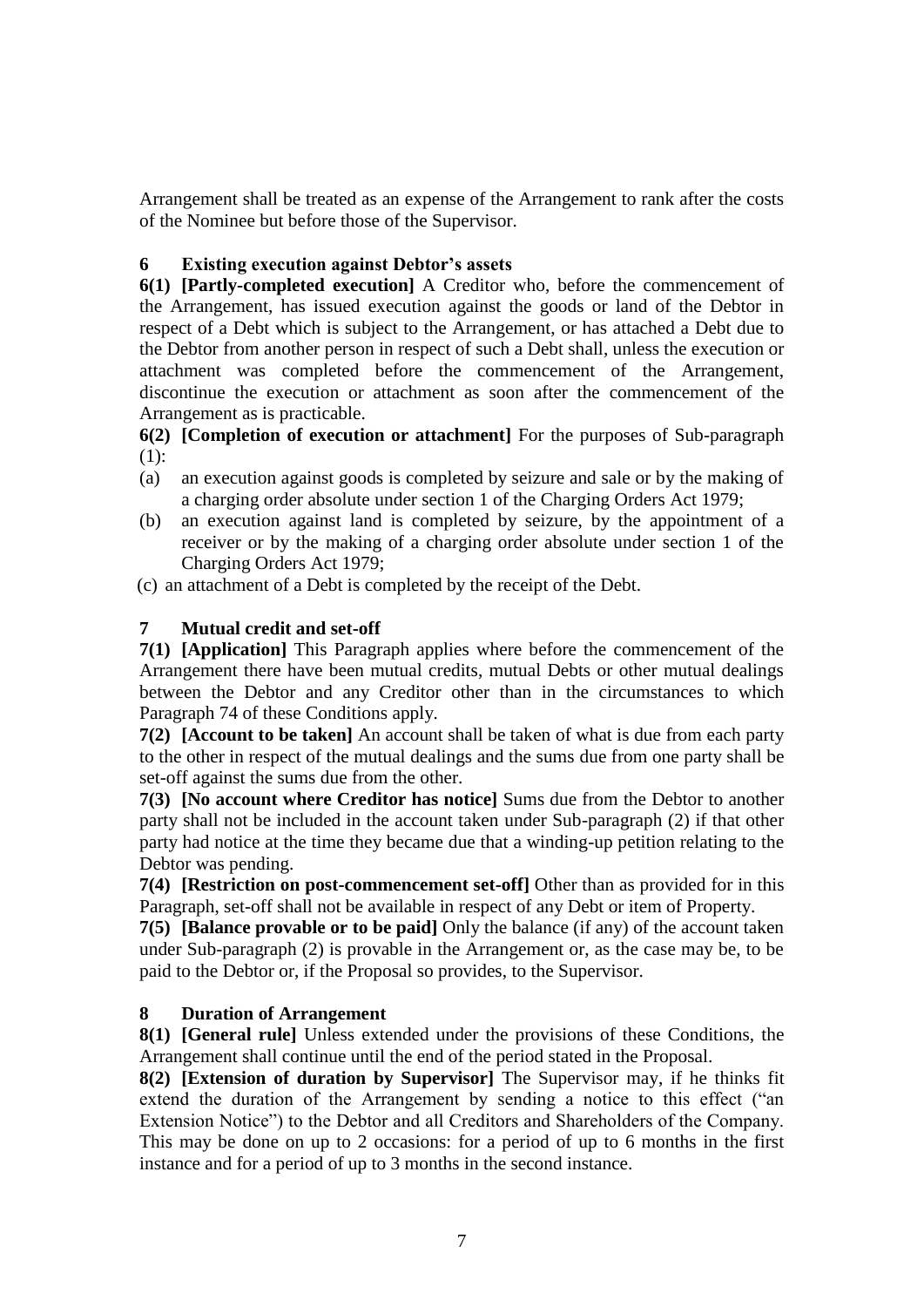Arrangement shall be treated as an expense of the Arrangement to rank after the costs of the Nominee but before those of the Supervisor.

## 6 Existing execution against Debtor's assets

**6(1) [Partly-completed execution]** A Creditor who, before the commencement of the Arrangement, has issued execution against the goods or land of the Debtor in respect of a Debt which is subject to the Arrangement, or has attached a Debt due to the Debtor from another person in respect of such a Debt shall, unless the execution or attachment was completed before the commencement of the Arrangement, discontinue the execution or attachment as soon after the commencement of the Arrangement as is practicable.

**6(2) [Completion of execution or attachment]** For the purposes of Sub-paragraph (1):

(a) an execution against goods is completed by seizure and sale or by the making of a charging order absolute under section 1 of the Charging Orders Act 1979;

(b) an execution against land is completed by seizure, by the appointment of a receiver or by the making of a charging order absolute under section 1 of the Charging Orders Act 1979;

(c) an attachment of a Debt is completed by the receipt of the Debt.

## 7 Mutual credit and set-off

**7(1) [Application]** This Paragraph applies where before the commencement of the Arrangement there have been mutual credits, mutual Debts or other mutual dealings between the Debtor and any Creditor other than in the circumstances to which Paragraph 74 of these Conditions apply.

**7(2) [Account to be taken]** An account shall be taken of what is due from each party to the other in respect of the mutual dealings and the sums due from one party shall be set-off against the sums due from the other.

**7(3) [No account where Creditor has notice]** Sums due from the Debtor to another party shall not be included in the account taken under Sub-paragraph (2) if that other party had notice at the time they became due that a winding-up petition relating to the Debtor was pending.

**7(4) [Restriction on post-commencement set-off]** Other than as provided for in this Paragraph, set-off shall not be available in respect of any Debt or item of Property.

**7(5) [Balance provable or to be paid]** Only the balance (if any) of the account taken under Sub-paragraph (2) is provable in the Arrangement or, as the case may be, to be paid to the Debtor or, if the Proposal so provides, to the Supervisor.

## 8 Duration of Arrangement

**8(1) [General rule]** Unless extended under the provisions of these Conditions, the Arrangement shall continue until the end of the period stated in the Proposal.

**8(2) [Extension of duration by Supervisor]** The Supervisor may, if he thinks fit extend the duration of the Arrangement by sending a notice to this effect ("an Extension Notice") to the Debtor and all Creditors and Shareholders of the Company. This may be done on up to 2 occasions: for a period of up to 6 months in the first instance and for a period of up to 3 months in the second instance.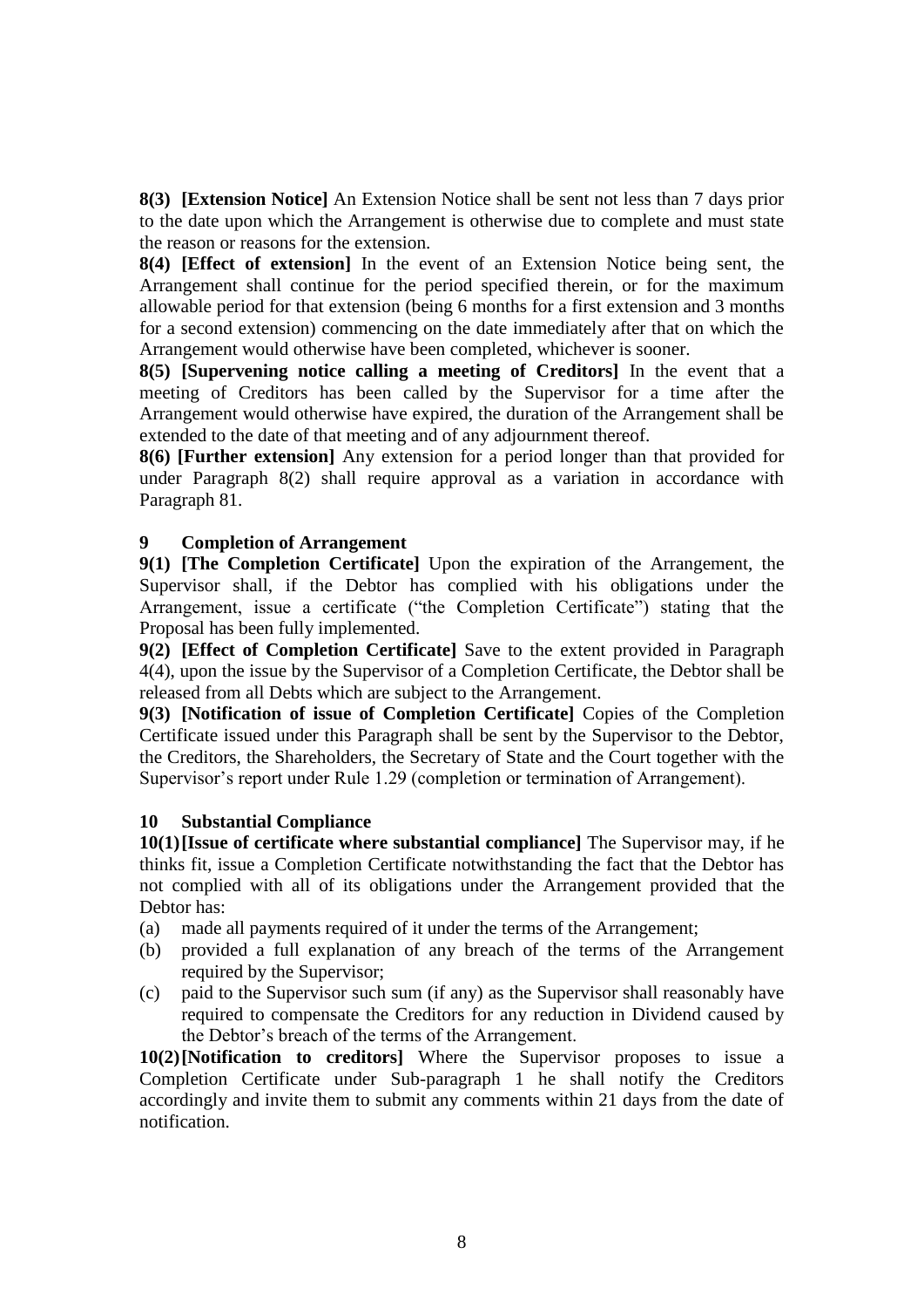**8(3) [Extension Notice]** An Extension Notice shall be sent not less than 7 days prior to the date upon which the Arrangement is otherwise due to complete and must state the reason or reasons for the extension.

**8(4) [Effect of extension]** In the event of an Extension Notice being sent, the Arrangement shall continue for the period specified therein, or for the maximum allowable period for that extension (being 6 months for a first extension and 3 months for a second extension) commencing on the date immediately after that on which the Arrangement would otherwise have been completed, whichever is sooner.

**8(5) [Supervening notice calling a meeting of Creditors]** In the event that a meeting of Creditors has been called by the Supervisor for a time after the Arrangement would otherwise have expired, the duration of the Arrangement shall be extended to the date of that meeting and of any adjournment thereof.

**8(6) [Further extension]** Any extension for a period longer than that provided for under Paragraph 8(2) shall require approval as a variation in accordance with Paragraph 81.

## 9 Completion of Arrangement

**9(1) [The Completion Certificate]** Upon the expiration of the Arrangement, the Supervisor shall, if the Debtor has complied with his obligations under the Arrangement, issue a certificate ("the Completion Certificate") stating that the Proposal has been fully implemented.

**9(2) [Effect of Completion Certificate]** Save to the extent provided in Paragraph 4(4), upon the issue by the Supervisor of a Completion Certificate, the Debtor shall be released from all Debts which are subject to the Arrangement.

**9(3) [Notification of issue of Completion Certificate]** Copies of the Completion Certificate issued under this Paragraph shall be sent by the Supervisor to the Debtor, the Creditors, the Shareholders, the Secretary of State and the Court together with the Supervisor's report under Rule 1.29 (completion or termination of Arrangement).

## 10 Substantial Compliance

**10(1) [Issue of certificate where substantial compliance]** The Supervisor may, if he thinks fit, issue a Completion Certificate notwithstanding the fact that the Debtor has not complied with all of its obligations under the Arrangement provided that the Debtor has:

(a) made all payments required of it under the terms of the Arrangement;

(b) provided a full explanation of any breach of the terms of the Arrangement required by the Supervisor;

(c) paid to the Supervisor such sum (if any) as the Supervisor shall reasonably have required to compensate the Creditors for any reduction in Dividend caused by the Debtor's breach of the terms of the Arrangement.

**10(2) [Notification to creditors]** Where the Supervisor proposes to issue a Completion Certificate under Sub-paragraph 1 he shall notify the Creditors accordingly and invite them to submit any comments within 21 days from the date of notification.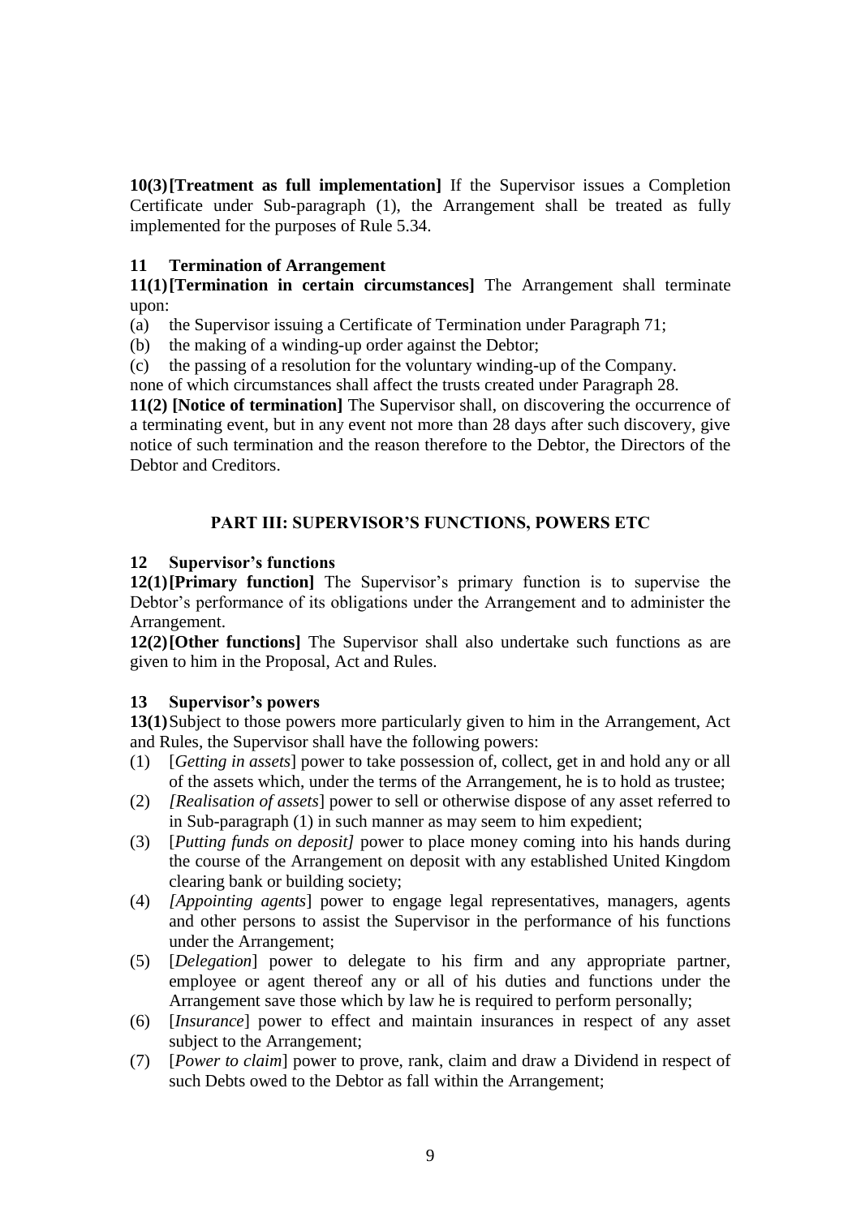**10(3) [Treatment as full implementation]** If the Supervisor issues a Completion Certificate under Sub-paragraph (1), the Arrangement shall be treated as fully implemented for the purposes of Rule 5.34.

### 11 Termination of Arrangement

**11(1) [Termination in certain circumstances]** The Arrangement shall terminate upon:

(a) the Supervisor issuing a Certificate of Termination under Paragraph 71;

(b) the making of a winding-up order against the Debtor;

(c) the passing of a resolution for the voluntary winding-up of the Company.

none of which circumstances shall affect the trusts created under Paragraph 28.

**11(2) [Notice of termination]** The Supervisor shall, on discovering the occurrence of a terminating event, but in any event not more than 28 days after such discovery, give notice of such termination and the reason therefore to the Debtor, the Directors of the Debtor and Creditors.

## PART III: SUPERVISOR'S FUNCTIONS, POWERS ETC

### 12 Supervisor's functions

**12(1) [Primary function]** The Supervisor's primary function is to supervise the Debtor's performance of its obligations under the Arrangement and to administer the Arrangement.

**12(2) [Other functions]** The Supervisor shall also undertake such functions as are given to him in the Proposal, Act and Rules.

### 13 Supervisor's powers

**13(1)** Subject to those powers more particularly given to him in the Arrangement, Act and Rules, the Supervisor shall have the following powers:

(1) [*Getting in assets*] power to take possession of, collect, get in and hold any or all of the assets which, under the terms of the Arrangement, he is to hold as trustee;

(2) *[Realisation of assets*] power to sell or otherwise dispose of any asset referred to in Sub-paragraph (1) in such manner as may seem to him expedient;

(3) [*Putting funds on deposit]* power to place money coming into his hands during the course of the Arrangement on deposit with any established United Kingdom clearing bank or building society;

(4) *[Appointing agents*] power to engage legal representatives, managers, agents and other persons to assist the Supervisor in the performance of his functions under the Arrangement;

(5) [*Delegation*] power to delegate to his firm and any appropriate partner, employee or agent thereof any or all of his duties and functions under the Arrangement save those which by law he is required to perform personally;

(6) [*Insurance*] power to effect and maintain insurances in respect of any asset subject to the Arrangement;

(7) [*Power to claim*] power to prove, rank, claim and draw a Dividend in respect of such Debts owed to the Debtor as fall within the Arrangement;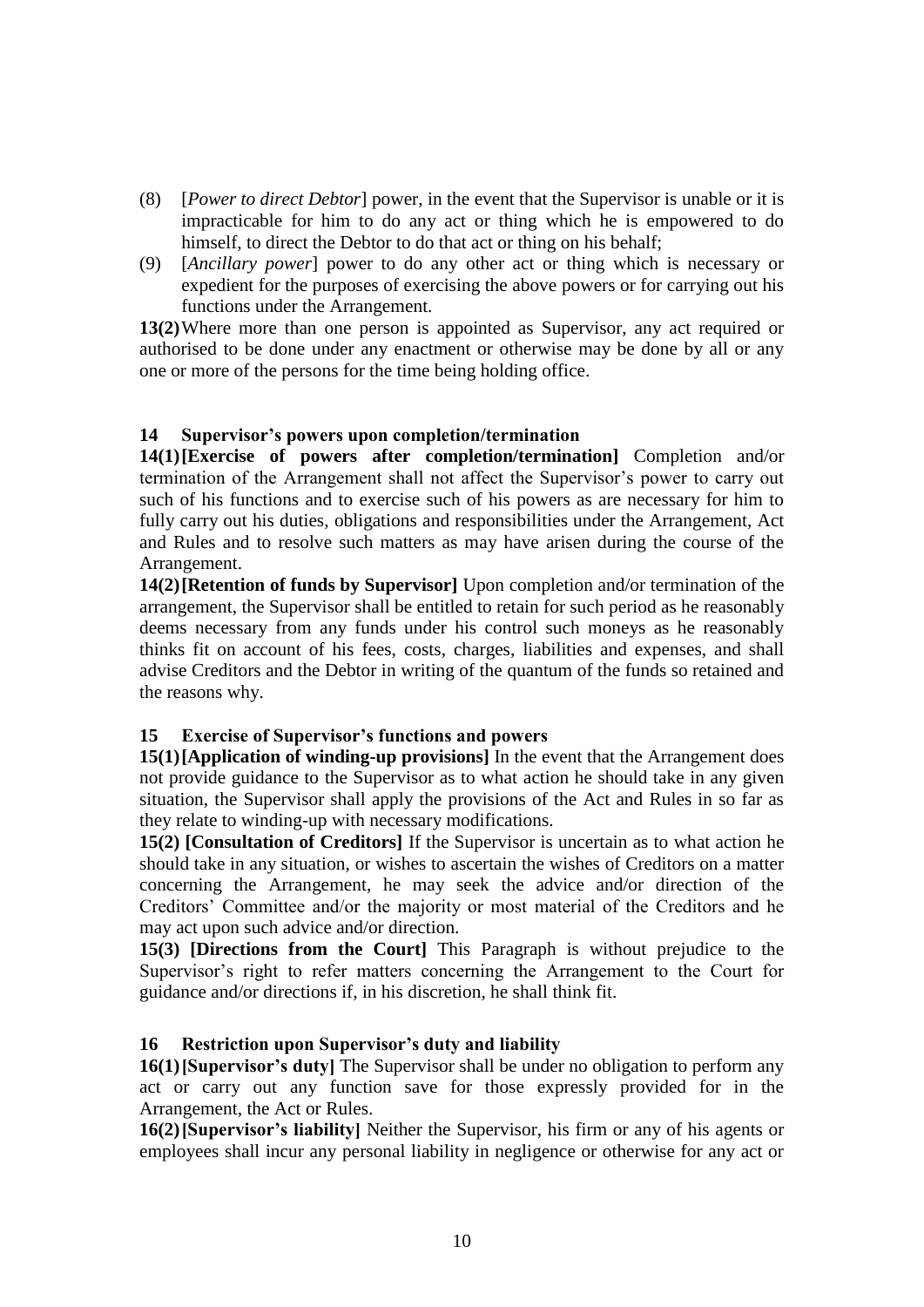(8) [*Power to direct Debtor*] power, in the event that the Supervisor is unable or it is impracticable for him to do any act or thing which he is empowered to do himself, to direct the Debtor to do that act or thing on his behalf;

(9) [*Ancillary power*] power to do any other act or thing which is necessary or expedient for the purposes of exercising the above powers or for carrying out his functions under the Arrangement.

**13(2)** Where more than one person is appointed as Supervisor, any act required or authorised to be done under any enactment or otherwise may be done by all or any one or more of the persons for the time being holding office.

### 14 Supervisor's powers upon completion/termination

**14(1) [Exercise of powers after completion/termination]** Completion and/or termination of the Arrangement shall not affect the Supervisor's power to carry out such of his functions and to exercise such of his powers as are necessary for him to fully carry out his duties, obligations and responsibilities under the Arrangement, Act and Rules and to resolve such matters as may have arisen during the course of the Arrangement.

**14(2) [Retention of funds by Supervisor]** Upon completion and/or termination of the arrangement, the Supervisor shall be entitled to retain for such period as he reasonably deems necessary from any funds under his control such moneys as he reasonably thinks fit on account of his fees, costs, charges, liabilities and expenses, and shall advise Creditors and the Debtor in writing of the quantum of the funds so retained and the reasons why.

### 15 Exercise of Supervisor's functions and powers

**15(1) [Application of winding-up provisions]** In the event that the Arrangement does not provide guidance to the Supervisor as to what action he should take in any given situation, the Supervisor shall apply the provisions of the Act and Rules in so far as they relate to winding-up with necessary modifications.

**15(2) [Consultation of Creditors]** If the Supervisor is uncertain as to what action he should take in any situation, or wishes to ascertain the wishes of Creditors on a matter concerning the Arrangement, he may seek the advice and/or direction of the Creditors' Committee and/or the majority or most material of the Creditors and he may act upon such advice and/or direction.

**15(3) [Directions from the Court]** This Paragraph is without prejudice to the Supervisor's right to refer matters concerning the Arrangement to the Court for guidance and/or directions if, in his discretion, he shall think fit.

### 16 Restriction upon Supervisor's duty and liability

**16(1) [Supervisor's duty]** The Supervisor shall be under no obligation to perform any act or carry out any function save for those expressly provided for in the Arrangement, the Act or Rules.

**16(2) [Supervisor's liability]** Neither the Supervisor, his firm or any of his agents or employees shall incur any personal liability in negligence or otherwise for any act or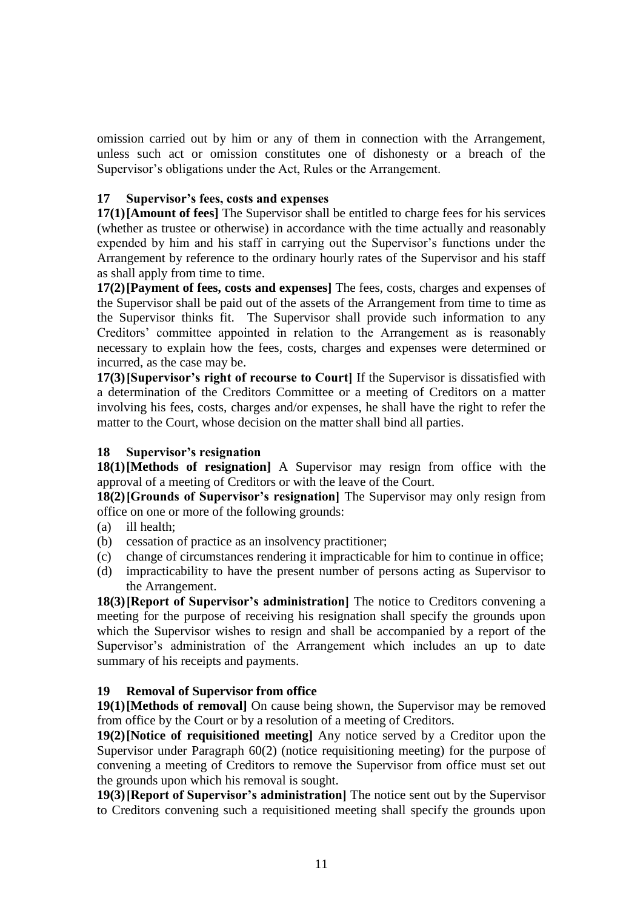omission carried out by him or any of them in connection with the Arrangement, unless such act or omission constitutes one of dishonesty or a breach of the Supervisor's obligations under the Act, Rules or the Arrangement.

### 17 Supervisor's fees, costs and expenses

**17(1) [Amount of fees]** The Supervisor shall be entitled to charge fees for his services (whether as trustee or otherwise) in accordance with the time actually and reasonably expended by him and his staff in carrying out the Supervisor's functions under the Arrangement by reference to the ordinary hourly rates of the Supervisor and his staff as shall apply from time to time.

**17(2) [Payment of fees, costs and expenses]** The fees, costs, charges and expenses of the Supervisor shall be paid out of the assets of the Arrangement from time to time as the Supervisor thinks fit. The Supervisor shall provide such information to any Creditors' committee appointed in relation to the Arrangement as is reasonably necessary to explain how the fees, costs, charges and expenses were determined or incurred, as the case may be.

**17(3) [Supervisor's right of recourse to Court]** If the Supervisor is dissatisfied with a determination of the Creditors Committee or a meeting of Creditors on a matter involving his fees, costs, charges and/or expenses, he shall have the right to refer the matter to the Court, whose decision on the matter shall bind all parties.

### 18 Supervisor's resignation

**18(1) [Methods of resignation]** A Supervisor may resign from office with the approval of a meeting of Creditors or with the leave of the Court.

**18(2) [Grounds of Supervisor's resignation]** The Supervisor may only resign from office on one or more of the following grounds:

(a) ill health;
(b) cessation of practice as an insolvency practitioner;
(c) change of circumstances rendering it impracticable for him to continue in office;
(d) impracticability to have the present number of persons acting as Supervisor to the Arrangement.

**18(3) [Report of Supervisor's administration]** The notice to Creditors convening a meeting for the purpose of receiving his resignation shall specify the grounds upon which the Supervisor wishes to resign and shall be accompanied by a report of the Supervisor's administration of the Arrangement which includes an up to date summary of his receipts and payments.

### 19 Removal of Supervisor from office

**19(1) [Methods of removal]** On cause being shown, the Supervisor may be removed from office by the Court or by a resolution of a meeting of Creditors.

**19(2) [Notice of requisitioned meeting]** Any notice served by a Creditor upon the Supervisor under Paragraph 60(2) (notice requisitioning meeting) for the purpose of convening a meeting of Creditors to remove the Supervisor from office must set out the grounds upon which his removal is sought.

**19(3) [Report of Supervisor's administration]** The notice sent out by the Supervisor to Creditors convening such a requisitioned meeting shall specify the grounds upon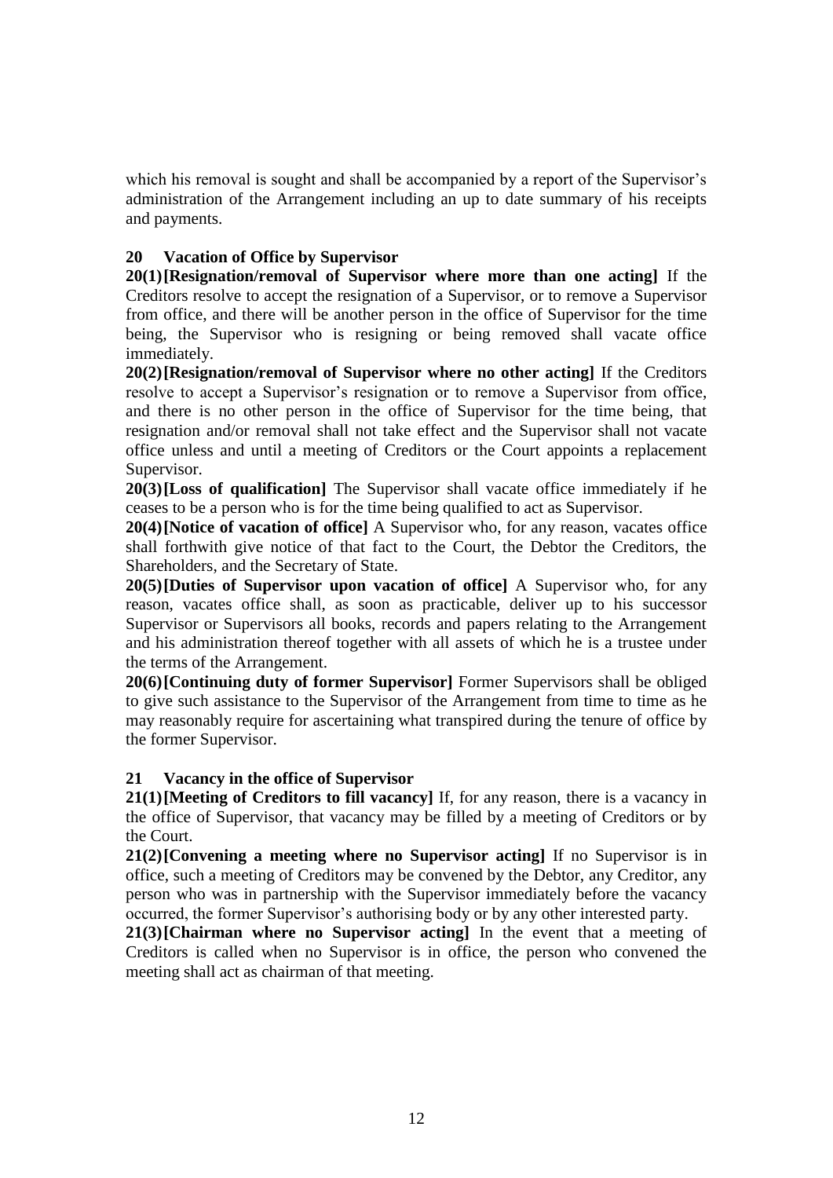which his removal is sought and shall be accompanied by a report of the Supervisor's administration of the Arrangement including an up to date summary of his receipts and payments.

## 20 Vacation of Office by Supervisor

**20(1) [Resignation/removal of Supervisor where more than one acting]** If the Creditors resolve to accept the resignation of a Supervisor, or to remove a Supervisor from office, and there will be another person in the office of Supervisor for the time being, the Supervisor who is resigning or being removed shall vacate office immediately.

**20(2) [Resignation/removal of Supervisor where no other acting]** If the Creditors resolve to accept a Supervisor's resignation or to remove a Supervisor from office, and there is no other person in the office of Supervisor for the time being, that resignation and/or removal shall not take effect and the Supervisor shall not vacate office unless and until a meeting of Creditors or the Court appoints a replacement Supervisor.

**20(3) [Loss of qualification]** The Supervisor shall vacate office immediately if he ceases to be a person who is for the time being qualified to act as Supervisor.

**20(4) [Notice of vacation of office]** A Supervisor who, for any reason, vacates office shall forthwith give notice of that fact to the Court, the Debtor the Creditors, the Shareholders, and the Secretary of State.

**20(5) [Duties of Supervisor upon vacation of office]** A Supervisor who, for any reason, vacates office shall, as soon as practicable, deliver up to his successor Supervisor or Supervisors all books, records and papers relating to the Arrangement and his administration thereof together with all assets of which he is a trustee under the terms of the Arrangement.

**20(6) [Continuing duty of former Supervisor]** Former Supervisors shall be obliged to give such assistance to the Supervisor of the Arrangement from time to time as he may reasonably require for ascertaining what transpired during the tenure of office by the former Supervisor.

## 21 Vacancy in the office of Supervisor

**21(1) [Meeting of Creditors to fill vacancy]** If, for any reason, there is a vacancy in the office of Supervisor, that vacancy may be filled by a meeting of Creditors or by the Court.

**21(2) [Convening a meeting where no Supervisor acting]** If no Supervisor is in office, such a meeting of Creditors may be convened by the Debtor, any Creditor, any person who was in partnership with the Supervisor immediately before the vacancy occurred, the former Supervisor's authorising body or by any other interested party.

**21(3) [Chairman where no Supervisor acting]** In the event that a meeting of Creditors is called when no Supervisor is in office, the person who convened the meeting shall act as chairman of that meeting.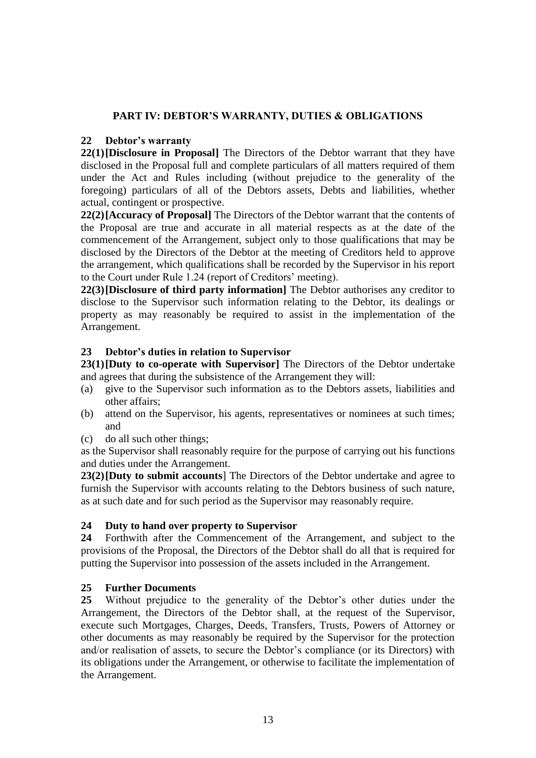## PART IV: DEBTOR'S WARRANTY, DUTIES & OBLIGATIONS

### 22 Debtor's warranty

**22(1) [Disclosure in Proposal]** The Directors of the Debtor warrant that they have disclosed in the Proposal full and complete particulars of all matters required of them under the Act and Rules including (without prejudice to the generality of the foregoing) particulars of all of the Debtors assets, Debts and liabilities, whether actual, contingent or prospective.

**22(2) [Accuracy of Proposal]** The Directors of the Debtor warrant that the contents of the Proposal are true and accurate in all material respects as at the date of the commencement of the Arrangement, subject only to those qualifications that may be disclosed by the Directors of the Debtor at the meeting of Creditors held to approve the arrangement, which qualifications shall be recorded by the Supervisor in his report to the Court under Rule 1.24 (report of Creditors' meeting).

**22(3) [Disclosure of third party information]** The Debtor authorises any creditor to disclose to the Supervisor such information relating to the Debtor, its dealings or property as may reasonably be required to assist in the implementation of the Arrangement.

### 23 Debtor's duties in relation to Supervisor

**23(1) [Duty to co-operate with Supervisor]** The Directors of the Debtor undertake and agrees that during the subsistence of the Arrangement they will:

(a) give to the Supervisor such information as to the Debtors assets, liabilities and other affairs;

(b) attend on the Supervisor, his agents, representatives or nominees at such times; and

(c) do all such other things;

as the Supervisor shall reasonably require for the purpose of carrying out his functions and duties under the Arrangement.

**23(2) [Duty to submit accounts]** The Directors of the Debtor undertake and agree to furnish the Supervisor with accounts relating to the Debtors business of such nature, as at such date and for such period as the Supervisor may reasonably require.

### 24 Duty to hand over property to Supervisor

**24** Forthwith after the Commencement of the Arrangement, and subject to the provisions of the Proposal, the Directors of the Debtor shall do all that is required for putting the Supervisor into possession of the assets included in the Arrangement.

### 25 Further Documents

**25** Without prejudice to the generality of the Debtor's other duties under the Arrangement, the Directors of the Debtor shall, at the request of the Supervisor, execute such Mortgages, Charges, Deeds, Transfers, Trusts, Powers of Attorney or other documents as may reasonably be required by the Supervisor for the protection and/or realisation of assets, to secure the Debtor's compliance (or its Directors) with its obligations under the Arrangement, or otherwise to facilitate the implementation of the Arrangement.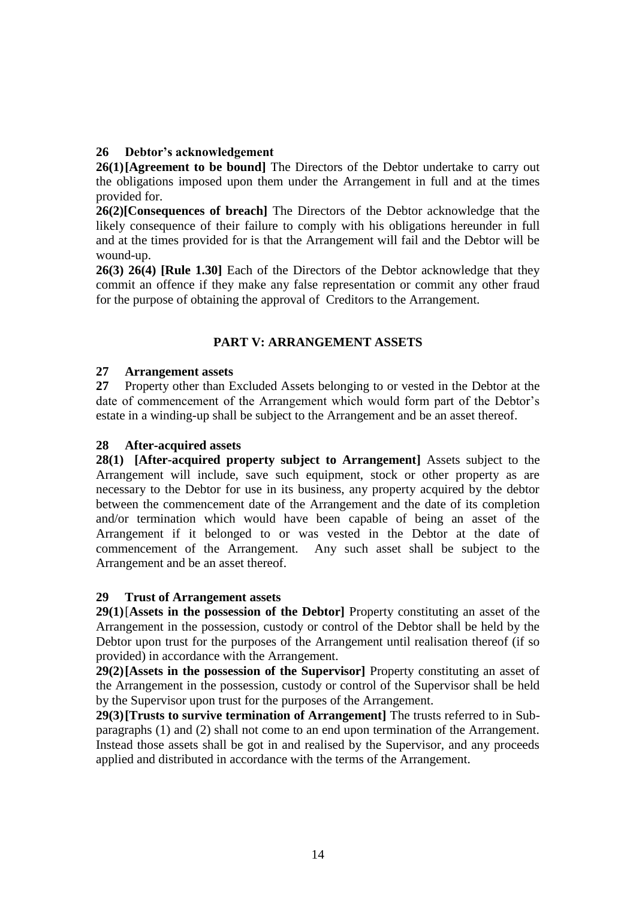### 26 Debtor's acknowledgement

**26(1) [Agreement to be bound]** The Directors of the Debtor undertake to carry out the obligations imposed upon them under the Arrangement in full and at the times provided for.

**26(2)[Consequences of breach]** The Directors of the Debtor acknowledge that the likely consequence of their failure to comply with his obligations hereunder in full and at the times provided for is that the Arrangement will fail and the Debtor will be wound-up.

**26(3) 26(4) [Rule 1.30]** Each of the Directors of the Debtor acknowledge that they commit an offence if they make any false representation or commit any other fraud for the purpose of obtaining the approval of Creditors to the Arrangement.

## PART V: ARRANGEMENT ASSETS

### 27 Arrangement assets

**27** Property other than Excluded Assets belonging to or vested in the Debtor at the date of commencement of the Arrangement which would form part of the Debtor's estate in a winding-up shall be subject to the Arrangement and be an asset thereof.

### 28 After-acquired assets

**28(1) [After-acquired property subject to Arrangement]** Assets subject to the Arrangement will include, save such equipment, stock or other property as are necessary to the Debtor for use in its business, any property acquired by the debtor between the commencement date of the Arrangement and the date of its completion and/or termination which would have been capable of being an asset of the Arrangement if it belonged to or was vested in the Debtor at the date of commencement of the Arrangement. Any such asset shall be subject to the Arrangement and be an asset thereof.

### 29 Trust of Arrangement assets

**29(1)** [**Assets in the possession of the Debtor]** Property constituting an asset of the Arrangement in the possession, custody or control of the Debtor shall be held by the Debtor upon trust for the purposes of the Arrangement until realisation thereof (if so provided) in accordance with the Arrangement.

**29(2) [Assets in the possession of the Supervisor]** Property constituting an asset of the Arrangement in the possession, custody or control of the Supervisor shall be held by the Supervisor upon trust for the purposes of the Arrangement.

**29(3) [Trusts to survive termination of Arrangement]** The trusts referred to in Sub-paragraphs (1) and (2) shall not come to an end upon termination of the Arrangement. Instead those assets shall be got in and realised by the Supervisor, and any proceeds applied and distributed in accordance with the terms of the Arrangement.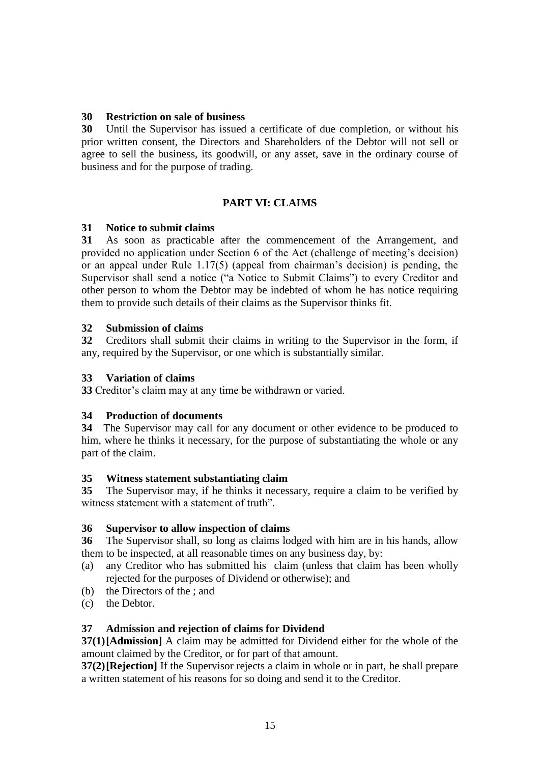### 30 Restriction on sale of business

**30** Until the Supervisor has issued a certificate of due completion, or without his prior written consent, the Directors and Shareholders of the Debtor will not sell or agree to sell the business, its goodwill, or any asset, save in the ordinary course of business and for the purpose of trading.

## PART VI: CLAIMS

### 31 Notice to submit claims

**31** As soon as practicable after the commencement of the Arrangement, and provided no application under Section 6 of the Act (challenge of meeting's decision) or an appeal under Rule 1.17(5) (appeal from chairman's decision) is pending, the Supervisor shall send a notice ("a Notice to Submit Claims") to every Creditor and other person to whom the Debtor may be indebted of whom he has notice requiring them to provide such details of their claims as the Supervisor thinks fit.

### 32 Submission of claims

**32** Creditors shall submit their claims in writing to the Supervisor in the form, if any, required by the Supervisor, or one which is substantially similar.

### 33 Variation of claims

**33** Creditor's claim may at any time be withdrawn or varied.

### 34 Production of documents

**34** The Supervisor may call for any document or other evidence to be produced to him, where he thinks it necessary, for the purpose of substantiating the whole or any part of the claim.

### 35 Witness statement substantiating claim

**35** The Supervisor may, if he thinks it necessary, require a claim to be verified by witness statement with a statement of truth".

### 36 Supervisor to allow inspection of claims

**36** The Supervisor shall, so long as claims lodged with him are in his hands, allow them to be inspected, at all reasonable times on any business day, by:

(a) any Creditor who has submitted his claim (unless that claim has been wholly rejected for the purposes of Dividend or otherwise); and

(b) the Directors of the ; and

(c) the Debtor.

### 37 Admission and rejection of claims for Dividend

**37(1) [Admission]** A claim may be admitted for Dividend either for the whole of the amount claimed by the Creditor, or for part of that amount.

**37(2) [Rejection]** If the Supervisor rejects a claim in whole or in part, he shall prepare a written statement of his reasons for so doing and send it to the Creditor.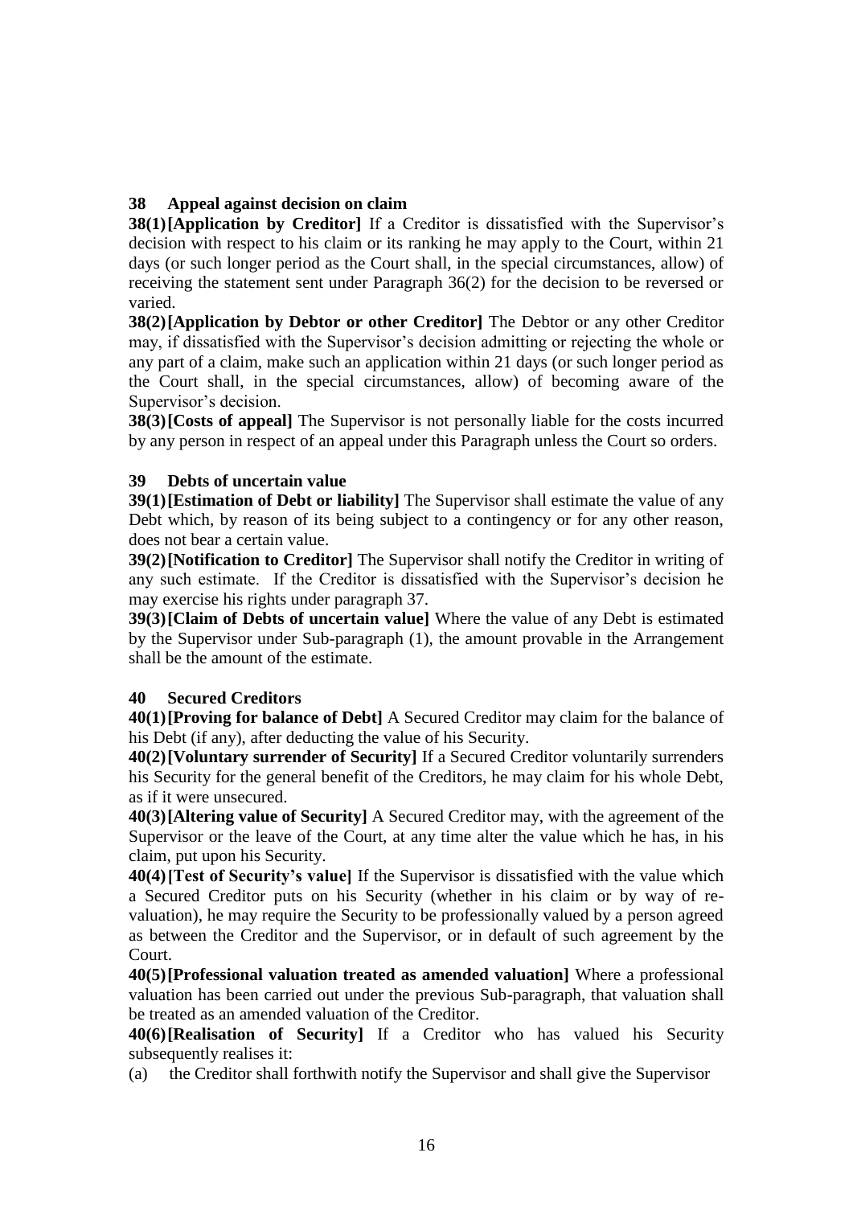### 38 Appeal against decision on claim

**38(1) [Application by Creditor]** If a Creditor is dissatisfied with the Supervisor's decision with respect to his claim or its ranking he may apply to the Court, within 21 days (or such longer period as the Court shall, in the special circumstances, allow) of receiving the statement sent under Paragraph 36(2) for the decision to be reversed or varied.

**38(2) [Application by Debtor or other Creditor]** The Debtor or any other Creditor may, if dissatisfied with the Supervisor's decision admitting or rejecting the whole or any part of a claim, make such an application within 21 days (or such longer period as the Court shall, in the special circumstances, allow) of becoming aware of the Supervisor's decision.

**38(3) [Costs of appeal]** The Supervisor is not personally liable for the costs incurred by any person in respect of an appeal under this Paragraph unless the Court so orders.

### 39 Debts of uncertain value

**39(1) [Estimation of Debt or liability]** The Supervisor shall estimate the value of any Debt which, by reason of its being subject to a contingency or for any other reason, does not bear a certain value.

**39(2) [Notification to Creditor]** The Supervisor shall notify the Creditor in writing of any such estimate. If the Creditor is dissatisfied with the Supervisor's decision he may exercise his rights under paragraph 37.

**39(3) [Claim of Debts of uncertain value]** Where the value of any Debt is estimated by the Supervisor under Sub-paragraph (1), the amount provable in the Arrangement shall be the amount of the estimate.

### 40 Secured Creditors

**40(1) [Proving for balance of Debt]** A Secured Creditor may claim for the balance of his Debt (if any), after deducting the value of his Security.

**40(2) [Voluntary surrender of Security]** If a Secured Creditor voluntarily surrenders his Security for the general benefit of the Creditors, he may claim for his whole Debt, as if it were unsecured.

**40(3) [Altering value of Security]** A Secured Creditor may, with the agreement of the Supervisor or the leave of the Court, at any time alter the value which he has, in his claim, put upon his Security.

**40(4) [Test of Security's value]** If the Supervisor is dissatisfied with the value which a Secured Creditor puts on his Security (whether in his claim or by way of re-valuation), he may require the Security to be professionally valued by a person agreed as between the Creditor and the Supervisor, or in default of such agreement by the Court.

**40(5) [Professional valuation treated as amended valuation]** Where a professional valuation has been carried out under the previous Sub-paragraph, that valuation shall be treated as an amended valuation of the Creditor.

**40(6) [Realisation of Security]** If a Creditor who has valued his Security subsequently realises it:

(a) the Creditor shall forthwith notify the Supervisor and shall give the Supervisor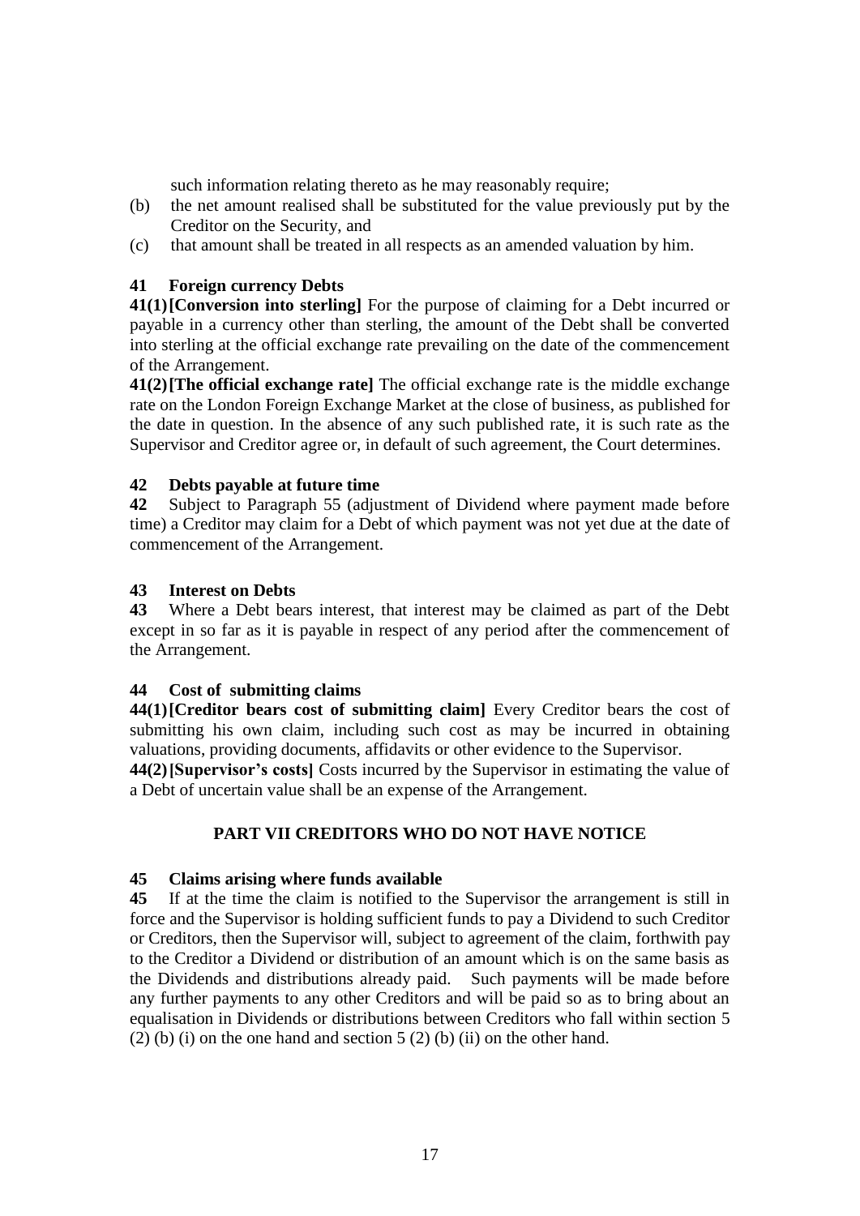such information relating thereto as he may reasonably require;

(b) the net amount realised shall be substituted for the value previously put by the Creditor on the Security, and

(c) that amount shall be treated in all respects as an amended valuation by him.

### 41 Foreign currency Debts

**41(1) [Conversion into sterling]** For the purpose of claiming for a Debt incurred or payable in a currency other than sterling, the amount of the Debt shall be converted into sterling at the official exchange rate prevailing on the date of the commencement of the Arrangement.

**41(2) [The official exchange rate]** The official exchange rate is the middle exchange rate on the London Foreign Exchange Market at the close of business, as published for the date in question. In the absence of any such published rate, it is such rate as the Supervisor and Creditor agree or, in default of such agreement, the Court determines.

### 42 Debts payable at future time

**42** Subject to Paragraph 55 (adjustment of Dividend where payment made before time) a Creditor may claim for a Debt of which payment was not yet due at the date of commencement of the Arrangement.

### 43 Interest on Debts

**43** Where a Debt bears interest, that interest may be claimed as part of the Debt except in so far as it is payable in respect of any period after the commencement of the Arrangement.

### 44 Cost of submitting claims

**44(1) [Creditor bears cost of submitting claim]** Every Creditor bears the cost of submitting his own claim, including such cost as may be incurred in obtaining valuations, providing documents, affidavits or other evidence to the Supervisor.

**44(2) [Supervisor's costs]** Costs incurred by the Supervisor in estimating the value of a Debt of uncertain value shall be an expense of the Arrangement.

## PART VII CREDITORS WHO DO NOT HAVE NOTICE

### 45 Claims arising where funds available

**45** If at the time the claim is notified to the Supervisor the arrangement is still in force and the Supervisor is holding sufficient funds to pay a Dividend to such Creditor or Creditors, then the Supervisor will, subject to agreement of the claim, forthwith pay to the Creditor a Dividend or distribution of an amount which is on the same basis as the Dividends and distributions already paid. Such payments will be made before any further payments to any other Creditors and will be paid so as to bring about an equalisation in Dividends or distributions between Creditors who fall within section 5 (2) (b) (i) on the one hand and section 5 (2) (b) (ii) on the other hand.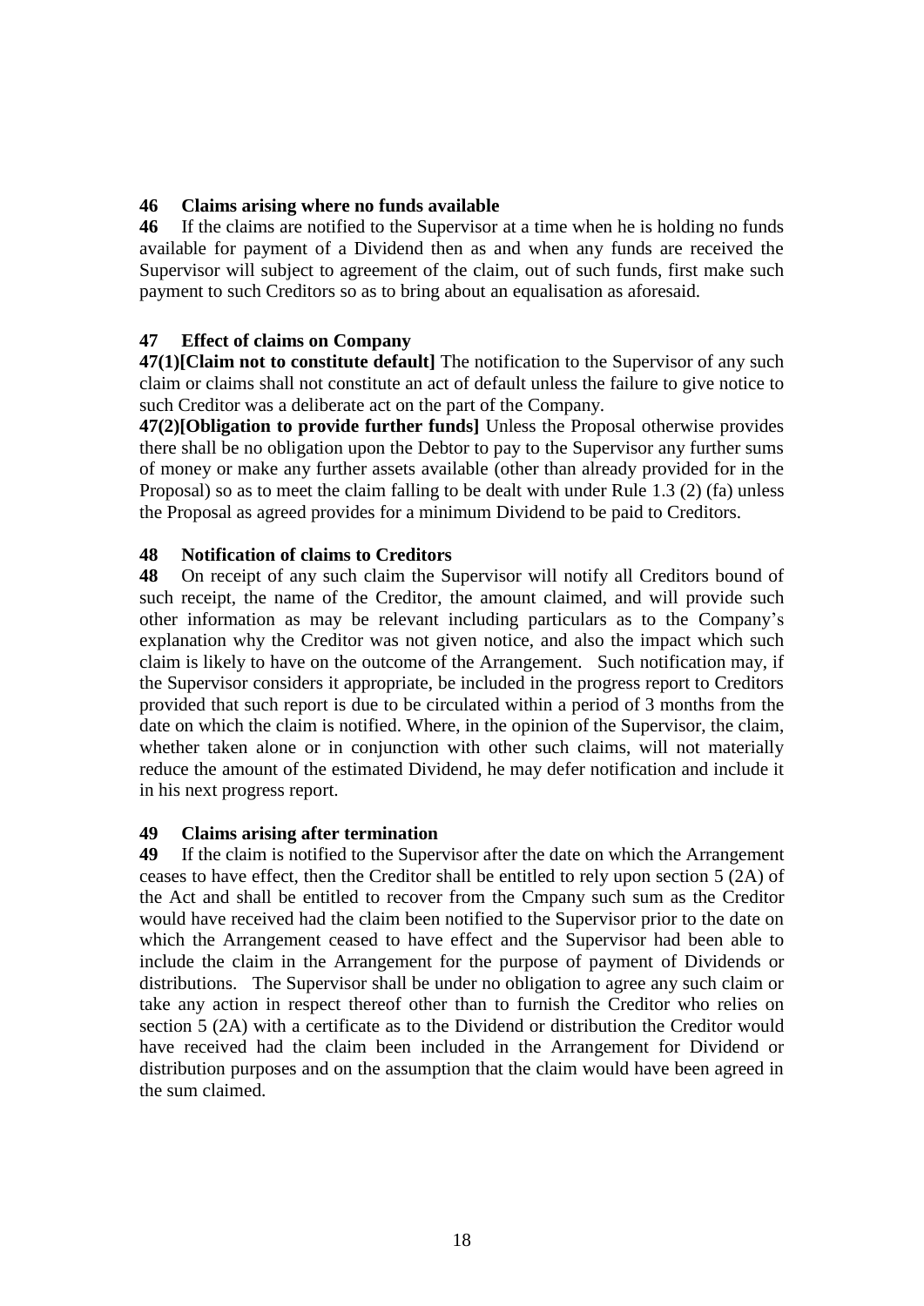### 46 Claims arising where no funds available

**46** If the claims are notified to the Supervisor at a time when he is holding no funds available for payment of a Dividend then as and when any funds are received the Supervisor will subject to agreement of the claim, out of such funds, first make such payment to such Creditors so as to bring about an equalisation as aforesaid.

### 47 Effect of claims on Company

**47(1)[Claim not to constitute default]** The notification to the Supervisor of any such claim or claims shall not constitute an act of default unless the failure to give notice to such Creditor was a deliberate act on the part of the Company.

**47(2)[Obligation to provide further funds]** Unless the Proposal otherwise provides there shall be no obligation upon the Debtor to pay to the Supervisor any further sums of money or make any further assets available (other than already provided for in the Proposal) so as to meet the claim falling to be dealt with under Rule 1.3 (2) (fa) unless the Proposal as agreed provides for a minimum Dividend to be paid to Creditors.

### 48 Notification of claims to Creditors

**48** On receipt of any such claim the Supervisor will notify all Creditors bound of such receipt, the name of the Creditor, the amount claimed, and will provide such other information as may be relevant including particulars as to the Company's explanation why the Creditor was not given notice, and also the impact which such claim is likely to have on the outcome of the Arrangement. Such notification may, if the Supervisor considers it appropriate, be included in the progress report to Creditors provided that such report is due to be circulated within a period of 3 months from the date on which the claim is notified. Where, in the opinion of the Supervisor, the claim, whether taken alone or in conjunction with other such claims, will not materially reduce the amount of the estimated Dividend, he may defer notification and include it in his next progress report.

### 49 Claims arising after termination

**49** If the claim is notified to the Supervisor after the date on which the Arrangement ceases to have effect, then the Creditor shall be entitled to rely upon section 5 (2A) of the Act and shall be entitled to recover from the Cmpany such sum as the Creditor would have received had the claim been notified to the Supervisor prior to the date on which the Arrangement ceased to have effect and the Supervisor had been able to include the claim in the Arrangement for the purpose of payment of Dividends or distributions. The Supervisor shall be under no obligation to agree any such claim or take any action in respect thereof other than to furnish the Creditor who relies on section 5 (2A) with a certificate as to the Dividend or distribution the Creditor would have received had the claim been included in the Arrangement for Dividend or distribution purposes and on the assumption that the claim would have been agreed in the sum claimed.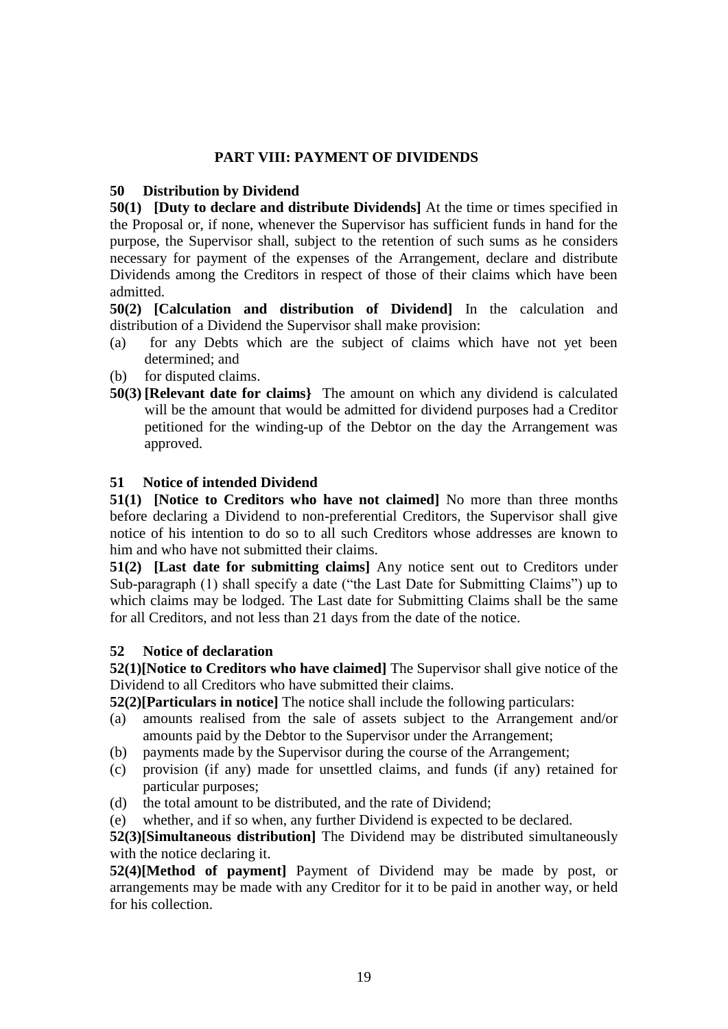## PART VIII: PAYMENT OF DIVIDENDS

### 50 Distribution by Dividend

**50(1) [Duty to declare and distribute Dividends]** At the time or times specified in the Proposal or, if none, whenever the Supervisor has sufficient funds in hand for the purpose, the Supervisor shall, subject to the retention of such sums as he considers necessary for payment of the expenses of the Arrangement, declare and distribute Dividends among the Creditors in respect of those of their claims which have been admitted.

**50(2) [Calculation and distribution of Dividend]** In the calculation and distribution of a Dividend the Supervisor shall make provision:

(a) for any Debts which are the subject of claims which have not yet been determined; and
(b) for disputed claims.

**50(3) [Relevant date for claims}** The amount on which any dividend is calculated will be the amount that would be admitted for dividend purposes had a Creditor petitioned for the winding-up of the Debtor on the day the Arrangement was approved.

### 51 Notice of intended Dividend

**51(1) [Notice to Creditors who have not claimed]** No more than three months before declaring a Dividend to non-preferential Creditors, the Supervisor shall give notice of his intention to do so to all such Creditors whose addresses are known to him and who have not submitted their claims.

**51(2) [Last date for submitting claims]** Any notice sent out to Creditors under Sub-paragraph (1) shall specify a date ("the Last Date for Submitting Claims") up to which claims may be lodged. The Last date for Submitting Claims shall be the same for all Creditors, and not less than 21 days from the date of the notice.

### 52 Notice of declaration

**52(1)[Notice to Creditors who have claimed]** The Supervisor shall give notice of the Dividend to all Creditors who have submitted their claims.

**52(2)[Particulars in notice]** The notice shall include the following particulars:

(a) amounts realised from the sale of assets subject to the Arrangement and/or amounts paid by the Debtor to the Supervisor under the Arrangement;
(b) payments made by the Supervisor during the course of the Arrangement;
(c) provision (if any) made for unsettled claims, and funds (if any) retained for particular purposes;
(d) the total amount to be distributed, and the rate of Dividend;
(e) whether, and if so when, any further Dividend is expected to be declared.

**52(3)[Simultaneous distribution]** The Dividend may be distributed simultaneously with the notice declaring it.

**52(4)[Method of payment]** Payment of Dividend may be made by post, or arrangements may be made with any Creditor for it to be paid in another way, or held for his collection.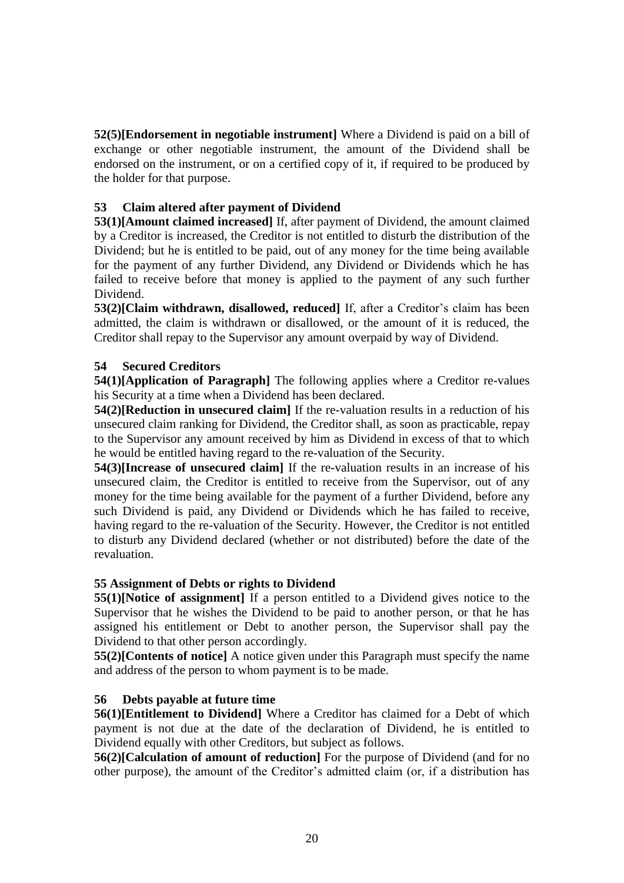**52(5)[Endorsement in negotiable instrument]** Where a Dividend is paid on a bill of exchange or other negotiable instrument, the amount of the Dividend shall be endorsed on the instrument, or on a certified copy of it, if required to be produced by the holder for that purpose.

### 53 Claim altered after payment of Dividend

**53(1)[Amount claimed increased]** If, after payment of Dividend, the amount claimed by a Creditor is increased, the Creditor is not entitled to disturb the distribution of the Dividend; but he is entitled to be paid, out of any money for the time being available for the payment of any further Dividend, any Dividend or Dividends which he has failed to receive before that money is applied to the payment of any such further Dividend.

**53(2)[Claim withdrawn, disallowed, reduced]** If, after a Creditor's claim has been admitted, the claim is withdrawn or disallowed, or the amount of it is reduced, the Creditor shall repay to the Supervisor any amount overpaid by way of Dividend.

### 54 Secured Creditors

**54(1)[Application of Paragraph]** The following applies where a Creditor re-values his Security at a time when a Dividend has been declared.

**54(2)[Reduction in unsecured claim]** If the re-valuation results in a reduction of his unsecured claim ranking for Dividend, the Creditor shall, as soon as practicable, repay to the Supervisor any amount received by him as Dividend in excess of that to which he would be entitled having regard to the re-valuation of the Security.

**54(3)[Increase of unsecured claim]** If the re-valuation results in an increase of his unsecured claim, the Creditor is entitled to receive from the Supervisor, out of any money for the time being available for the payment of a further Dividend, before any such Dividend is paid, any Dividend or Dividends which he has failed to receive, having regard to the re-valuation of the Security. However, the Creditor is not entitled to disturb any Dividend declared (whether or not distributed) before the date of the revaluation.

### 55 Assignment of Debts or rights to Dividend

**55(1)[Notice of assignment]** If a person entitled to a Dividend gives notice to the Supervisor that he wishes the Dividend to be paid to another person, or that he has assigned his entitlement or Debt to another person, the Supervisor shall pay the Dividend to that other person accordingly.

**55(2)[Contents of notice]** A notice given under this Paragraph must specify the name and address of the person to whom payment is to be made.

### 56 Debts payable at future time

**56(1)[Entitlement to Dividend]** Where a Creditor has claimed for a Debt of which payment is not due at the date of the declaration of Dividend, he is entitled to Dividend equally with other Creditors, but subject as follows.

**56(2)[Calculation of amount of reduction]** For the purpose of Dividend (and for no other purpose), the amount of the Creditor's admitted claim (or, if a distribution has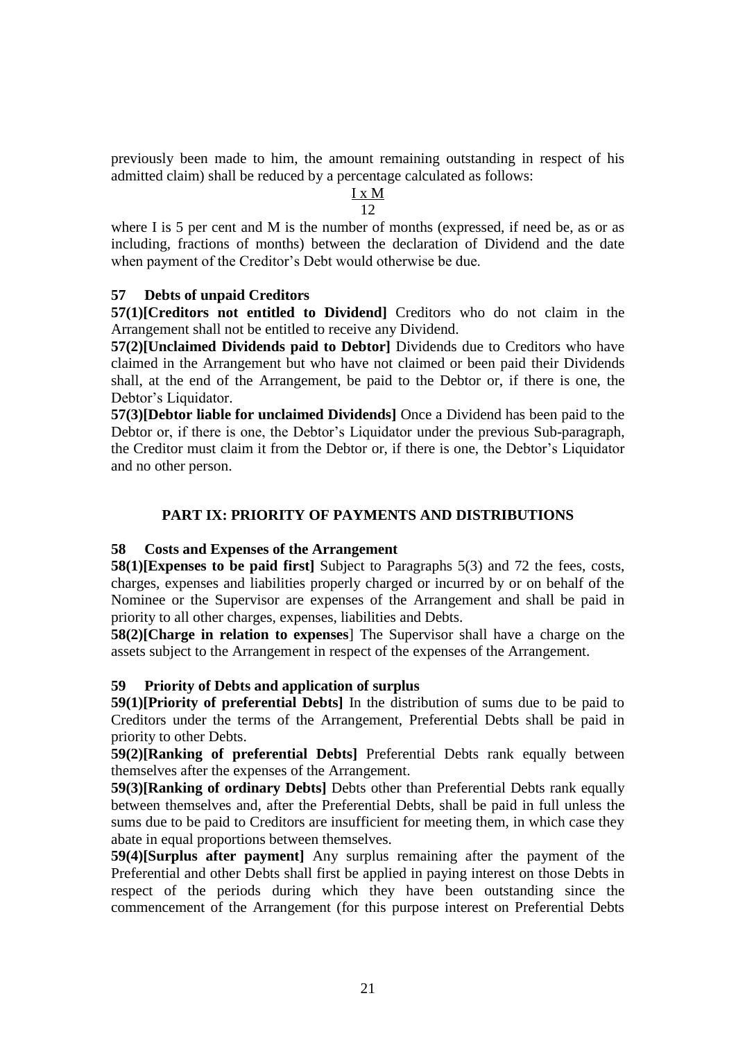previously been made to him, the amount remaining outstanding in respect of his admitted claim) shall be reduced by a percentage calculated as follows:

$$\frac{I \times M}{12}$$

where I is 5 per cent and M is the number of months (expressed, if need be, as or as including, fractions of months) between the declaration of Dividend and the date when payment of the Creditor's Debt would otherwise be due.

### 57 Debts of unpaid Creditors

**57(1)[Creditors not entitled to Dividend]** Creditors who do not claim in the Arrangement shall not be entitled to receive any Dividend.

**57(2)[Unclaimed Dividends paid to Debtor]** Dividends due to Creditors who have claimed in the Arrangement but who have not claimed or been paid their Dividends shall, at the end of the Arrangement, be paid to the Debtor or, if there is one, the Debtor's Liquidator.

**57(3)[Debtor liable for unclaimed Dividends]** Once a Dividend has been paid to the Debtor or, if there is one, the Debtor's Liquidator under the previous Sub-paragraph, the Creditor must claim it from the Debtor or, if there is one, the Debtor's Liquidator and no other person.

## PART IX: PRIORITY OF PAYMENTS AND DISTRIBUTIONS

### 58 Costs and Expenses of the Arrangement

**58(1)[Expenses to be paid first]** Subject to Paragraphs 5(3) and 72 the fees, costs, charges, expenses and liabilities properly charged or incurred by or on behalf of the Nominee or the Supervisor are expenses of the Arrangement and shall be paid in priority to all other charges, expenses, liabilities and Debts.

**58(2)[Charge in relation to expenses]** The Supervisor shall have a charge on the assets subject to the Arrangement in respect of the expenses of the Arrangement.

### 59 Priority of Debts and application of surplus

**59(1)[Priority of preferential Debts]** In the distribution of sums due to be paid to Creditors under the terms of the Arrangement, Preferential Debts shall be paid in priority to other Debts.

**59(2)[Ranking of preferential Debts]** Preferential Debts rank equally between themselves after the expenses of the Arrangement.

**59(3)[Ranking of ordinary Debts]** Debts other than Preferential Debts rank equally between themselves and, after the Preferential Debts, shall be paid in full unless the sums due to be paid to Creditors are insufficient for meeting them, in which case they abate in equal proportions between themselves.

**59(4)[Surplus after payment]** Any surplus remaining after the payment of the Preferential and other Debts shall first be applied in paying interest on those Debts in respect of the periods during which they have been outstanding since the commencement of the Arrangement (for this purpose interest on Preferential Debts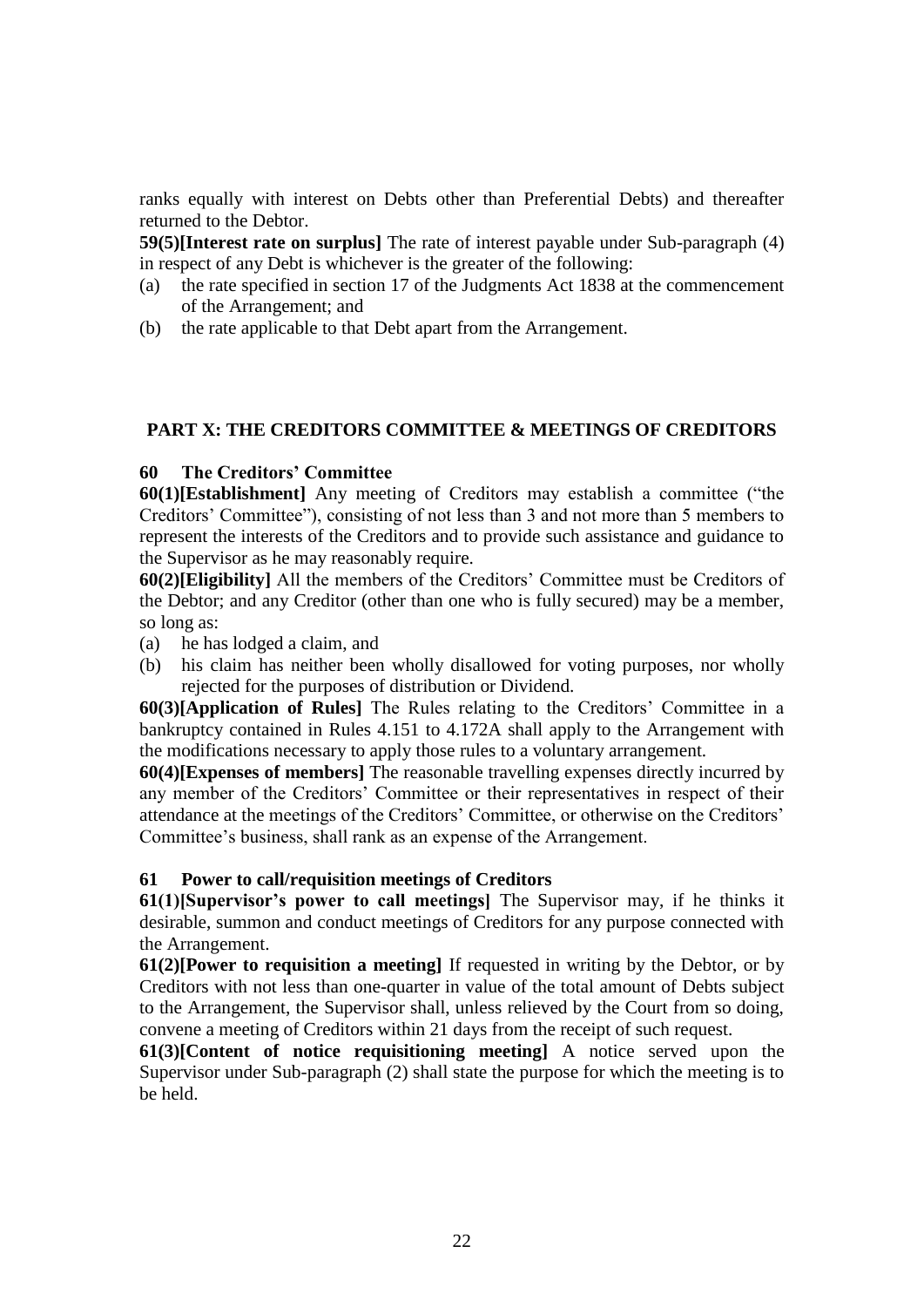ranks equally with interest on Debts other than Preferential Debts) and thereafter returned to the Debtor.

**59(5)[Interest rate on surplus]** The rate of interest payable under Sub-paragraph (4) in respect of any Debt is whichever is the greater of the following:

(a) the rate specified in section 17 of the Judgments Act 1838 at the commencement of the Arrangement; and

(b) the rate applicable to that Debt apart from the Arrangement.

## PART X: THE CREDITORS COMMITTEE & MEETINGS OF CREDITORS

### 60 The Creditors' Committee

**60(1)[Establishment]** Any meeting of Creditors may establish a committee ("the Creditors' Committee"), consisting of not less than 3 and not more than 5 members to represent the interests of the Creditors and to provide such assistance and guidance to the Supervisor as he may reasonably require.

**60(2)[Eligibility]** All the members of the Creditors' Committee must be Creditors of the Debtor; and any Creditor (other than one who is fully secured) may be a member, so long as:

(a) he has lodged a claim, and

(b) his claim has neither been wholly disallowed for voting purposes, nor wholly rejected for the purposes of distribution or Dividend.

**60(3)[Application of Rules]** The Rules relating to the Creditors' Committee in a bankruptcy contained in Rules 4.151 to 4.172A shall apply to the Arrangement with the modifications necessary to apply those rules to a voluntary arrangement.

**60(4)[Expenses of members]** The reasonable travelling expenses directly incurred by any member of the Creditors' Committee or their representatives in respect of their attendance at the meetings of the Creditors' Committee, or otherwise on the Creditors' Committee's business, shall rank as an expense of the Arrangement.

### 61 Power to call/requisition meetings of Creditors

**61(1)[Supervisor's power to call meetings]** The Supervisor may, if he thinks it desirable, summon and conduct meetings of Creditors for any purpose connected with the Arrangement.

**61(2)[Power to requisition a meeting]** If requested in writing by the Debtor, or by Creditors with not less than one-quarter in value of the total amount of Debts subject to the Arrangement, the Supervisor shall, unless relieved by the Court from so doing, convene a meeting of Creditors within 21 days from the receipt of such request.

**61(3)[Content of notice requisitioning meeting]** A notice served upon the Supervisor under Sub-paragraph (2) shall state the purpose for which the meeting is to be held.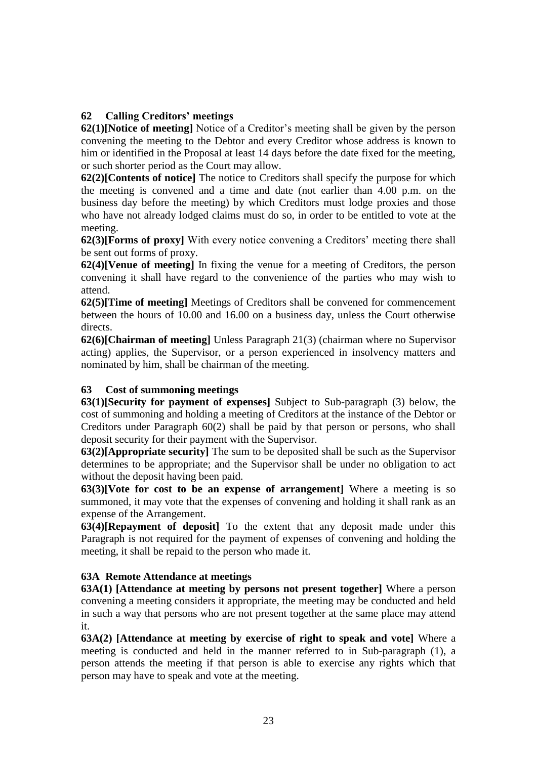### 62 Calling Creditors' meetings

**62(1)[Notice of meeting]** Notice of a Creditor's meeting shall be given by the person convening the meeting to the Debtor and every Creditor whose address is known to him or identified in the Proposal at least 14 days before the date fixed for the meeting, or such shorter period as the Court may allow.

**62(2)[Contents of notice]** The notice to Creditors shall specify the purpose for which the meeting is convened and a time and date (not earlier than 4.00 p.m. on the business day before the meeting) by which Creditors must lodge proxies and those who have not already lodged claims must do so, in order to be entitled to vote at the meeting.

**62(3)[Forms of proxy]** With every notice convening a Creditors' meeting there shall be sent out forms of proxy.

**62(4)[Venue of meeting]** In fixing the venue for a meeting of Creditors, the person convening it shall have regard to the convenience of the parties who may wish to attend.

**62(5)[Time of meeting]** Meetings of Creditors shall be convened for commencement between the hours of 10.00 and 16.00 on a business day, unless the Court otherwise directs.

**62(6)[Chairman of meeting]** Unless Paragraph 21(3) (chairman where no Supervisor acting) applies, the Supervisor, or a person experienced in insolvency matters and nominated by him, shall be chairman of the meeting.

### 63 Cost of summoning meetings

**63(1)[Security for payment of expenses]** Subject to Sub-paragraph (3) below, the cost of summoning and holding a meeting of Creditors at the instance of the Debtor or Creditors under Paragraph 60(2) shall be paid by that person or persons, who shall deposit security for their payment with the Supervisor.

**63(2)[Appropriate security]** The sum to be deposited shall be such as the Supervisor determines to be appropriate; and the Supervisor shall be under no obligation to act without the deposit having been paid.

**63(3)[Vote for cost to be an expense of arrangement]** Where a meeting is so summoned, it may vote that the expenses of convening and holding it shall rank as an expense of the Arrangement.

**63(4)[Repayment of deposit]** To the extent that any deposit made under this Paragraph is not required for the payment of expenses of convening and holding the meeting, it shall be repaid to the person who made it.

### 63A Remote Attendance at meetings

**63A(1) [Attendance at meeting by persons not present together]** Where a person convening a meeting considers it appropriate, the meeting may be conducted and held in such a way that persons who are not present together at the same place may attend it.

**63A(2) [Attendance at meeting by exercise of right to speak and vote]** Where a meeting is conducted and held in the manner referred to in Sub-paragraph (1), a person attends the meeting if that person is able to exercise any rights which that person may have to speak and vote at the meeting.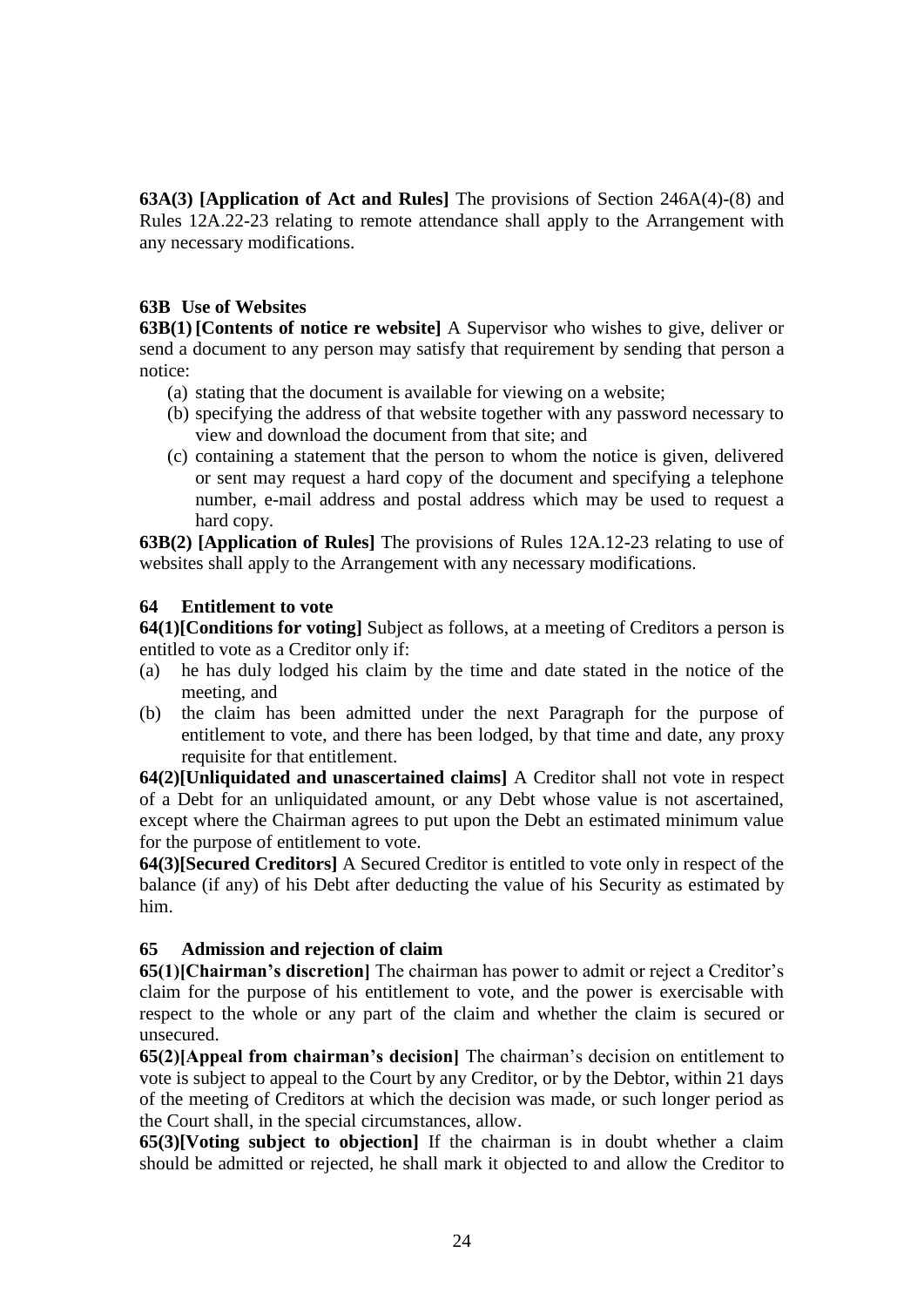**63A(3) [Application of Act and Rules]** The provisions of Section 246A(4)-(8) and Rules 12A.22-23 relating to remote attendance shall apply to the Arrangement with any necessary modifications.

### 63B Use of Websites

**63B(1) [Contents of notice re website]** A Supervisor who wishes to give, deliver or send a document to any person may satisfy that requirement by sending that person a notice:

(a) stating that the document is available for viewing on a website;

(b) specifying the address of that website together with any password necessary to view and download the document from that site; and

(c) containing a statement that the person to whom the notice is given, delivered or sent may request a hard copy of the document and specifying a telephone number, e-mail address and postal address which may be used to request a hard copy.

**63B(2) [Application of Rules]** The provisions of Rules 12A.12-23 relating to use of websites shall apply to the Arrangement with any necessary modifications.

### 64 Entitlement to vote

**64(1)[Conditions for voting]** Subject as follows, at a meeting of Creditors a person is entitled to vote as a Creditor only if:

(a) he has duly lodged his claim by the time and date stated in the notice of the meeting, and

(b) the claim has been admitted under the next Paragraph for the purpose of entitlement to vote, and there has been lodged, by that time and date, any proxy requisite for that entitlement.

**64(2)[Unliquidated and unascertained claims]** A Creditor shall not vote in respect of a Debt for an unliquidated amount, or any Debt whose value is not ascertained, except where the Chairman agrees to put upon the Debt an estimated minimum value for the purpose of entitlement to vote.

**64(3)[Secured Creditors]** A Secured Creditor is entitled to vote only in respect of the balance (if any) of his Debt after deducting the value of his Security as estimated by him.

### 65 Admission and rejection of claim

**65(1)[Chairman's discretion]** The chairman has power to admit or reject a Creditor's claim for the purpose of his entitlement to vote, and the power is exercisable with respect to the whole or any part of the claim and whether the claim is secured or unsecured.

**65(2)[Appeal from chairman's decision]** The chairman's decision on entitlement to vote is subject to appeal to the Court by any Creditor, or by the Debtor, within 21 days of the meeting of Creditors at which the decision was made, or such longer period as the Court shall, in the special circumstances, allow.

**65(3)[Voting subject to objection]** If the chairman is in doubt whether a claim should be admitted or rejected, he shall mark it objected to and allow the Creditor to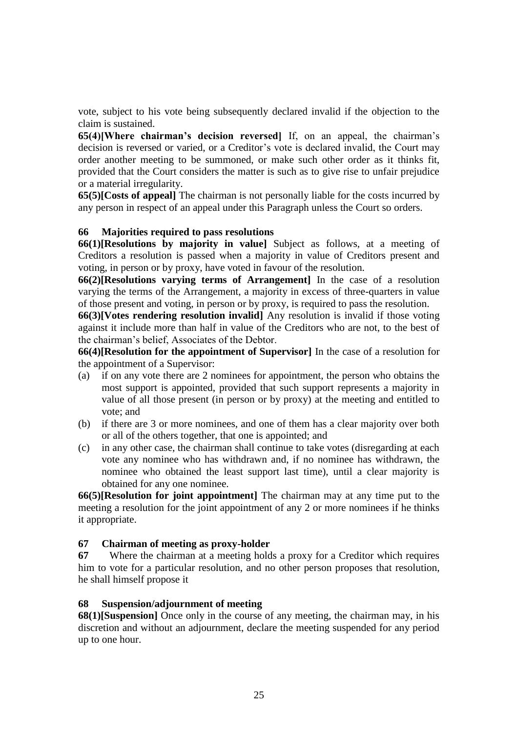vote, subject to his vote being subsequently declared invalid if the objection to the claim is sustained.

**65(4)[Where chairman's decision reversed]** If, on an appeal, the chairman's decision is reversed or varied, or a Creditor's vote is declared invalid, the Court may order another meeting to be summoned, or make such other order as it thinks fit, provided that the Court considers the matter is such as to give rise to unfair prejudice or a material irregularity.

**65(5)[Costs of appeal]** The chairman is not personally liable for the costs incurred by any person in respect of an appeal under this Paragraph unless the Court so orders.

### 66 Majorities required to pass resolutions

**66(1)[Resolutions by majority in value]** Subject as follows, at a meeting of Creditors a resolution is passed when a majority in value of Creditors present and voting, in person or by proxy, have voted in favour of the resolution.

**66(2)[Resolutions varying terms of Arrangement]** In the case of a resolution varying the terms of the Arrangement, a majority in excess of three-quarters in value of those present and voting, in person or by proxy, is required to pass the resolution.

**66(3)[Votes rendering resolution invalid]** Any resolution is invalid if those voting against it include more than half in value of the Creditors who are not, to the best of the chairman's belief, Associates of the Debtor.

**66(4)[Resolution for the appointment of Supervisor]** In the case of a resolution for the appointment of a Supervisor:

(a) if on any vote there are 2 nominees for appointment, the person who obtains the most support is appointed, provided that such support represents a majority in value of all those present (in person or by proxy) at the meeting and entitled to vote; and

(b) if there are 3 or more nominees, and one of them has a clear majority over both or all of the others together, that one is appointed; and

(c) in any other case, the chairman shall continue to take votes (disregarding at each vote any nominee who has withdrawn and, if no nominee has withdrawn, the nominee who obtained the least support last time), until a clear majority is obtained for any one nominee.

**66(5)[Resolution for joint appointment]** The chairman may at any time put to the meeting a resolution for the joint appointment of any 2 or more nominees if he thinks it appropriate.

### 67 Chairman of meeting as proxy-holder

**67** Where the chairman at a meeting holds a proxy for a Creditor which requires him to vote for a particular resolution, and no other person proposes that resolution, he shall himself propose it

### 68 Suspension/adjournment of meeting

**68(1)[Suspension]** Once only in the course of any meeting, the chairman may, in his discretion and without an adjournment, declare the meeting suspended for any period up to one hour.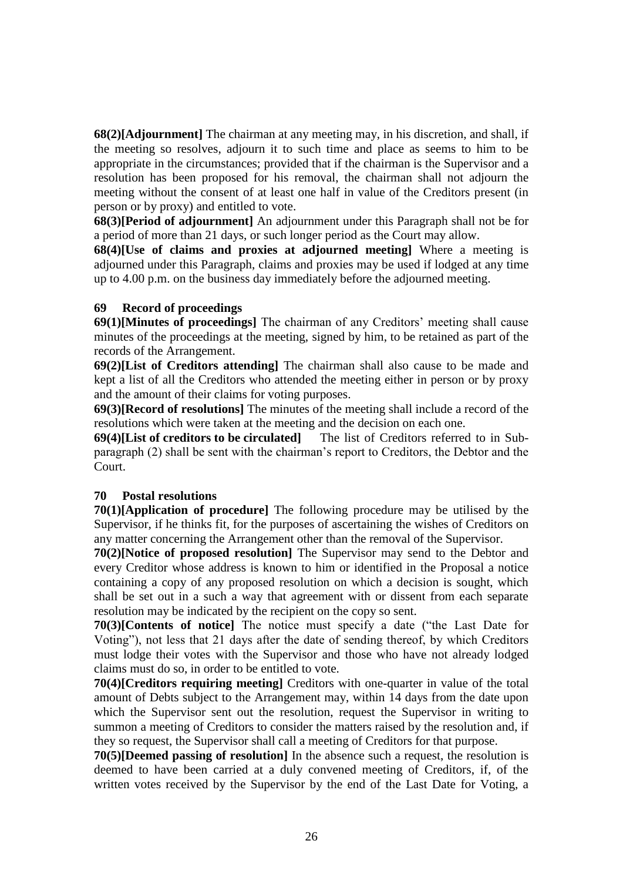**68(2)[Adjournment]** The chairman at any meeting may, in his discretion, and shall, if the meeting so resolves, adjourn it to such time and place as seems to him to be appropriate in the circumstances; provided that if the chairman is the Supervisor and a resolution has been proposed for his removal, the chairman shall not adjourn the meeting without the consent of at least one half in value of the Creditors present (in person or by proxy) and entitled to vote.

**68(3)[Period of adjournment]** An adjournment under this Paragraph shall not be for a period of more than 21 days, or such longer period as the Court may allow.

**68(4)[Use of claims and proxies at adjourned meeting]** Where a meeting is adjourned under this Paragraph, claims and proxies may be used if lodged at any time up to 4.00 p.m. on the business day immediately before the adjourned meeting.

### 69 Record of proceedings

**69(1)[Minutes of proceedings]** The chairman of any Creditors' meeting shall cause minutes of the proceedings at the meeting, signed by him, to be retained as part of the records of the Arrangement.

**69(2)[List of Creditors attending]** The chairman shall also cause to be made and kept a list of all the Creditors who attended the meeting either in person or by proxy and the amount of their claims for voting purposes.

**69(3)[Record of resolutions]** The minutes of the meeting shall include a record of the resolutions which were taken at the meeting and the decision on each one.

**69(4)[List of creditors to be circulated]** The list of Creditors referred to in Sub-paragraph (2) shall be sent with the chairman's report to Creditors, the Debtor and the Court.

### 70 Postal resolutions

**70(1)[Application of procedure]** The following procedure may be utilised by the Supervisor, if he thinks fit, for the purposes of ascertaining the wishes of Creditors on any matter concerning the Arrangement other than the removal of the Supervisor.

**70(2)[Notice of proposed resolution]** The Supervisor may send to the Debtor and every Creditor whose address is known to him or identified in the Proposal a notice containing a copy of any proposed resolution on which a decision is sought, which shall be set out in a such a way that agreement with or dissent from each separate resolution may be indicated by the recipient on the copy so sent.

**70(3)[Contents of notice]** The notice must specify a date ("the Last Date for Voting"), not less that 21 days after the date of sending thereof, by which Creditors must lodge their votes with the Supervisor and those who have not already lodged claims must do so, in order to be entitled to vote.

**70(4)[Creditors requiring meeting]** Creditors with one-quarter in value of the total amount of Debts subject to the Arrangement may, within 14 days from the date upon which the Supervisor sent out the resolution, request the Supervisor in writing to summon a meeting of Creditors to consider the matters raised by the resolution and, if they so request, the Supervisor shall call a meeting of Creditors for that purpose.

**70(5)[Deemed passing of resolution]** In the absence such a request, the resolution is deemed to have been carried at a duly convened meeting of Creditors, if, of the written votes received by the Supervisor by the end of the Last Date for Voting, a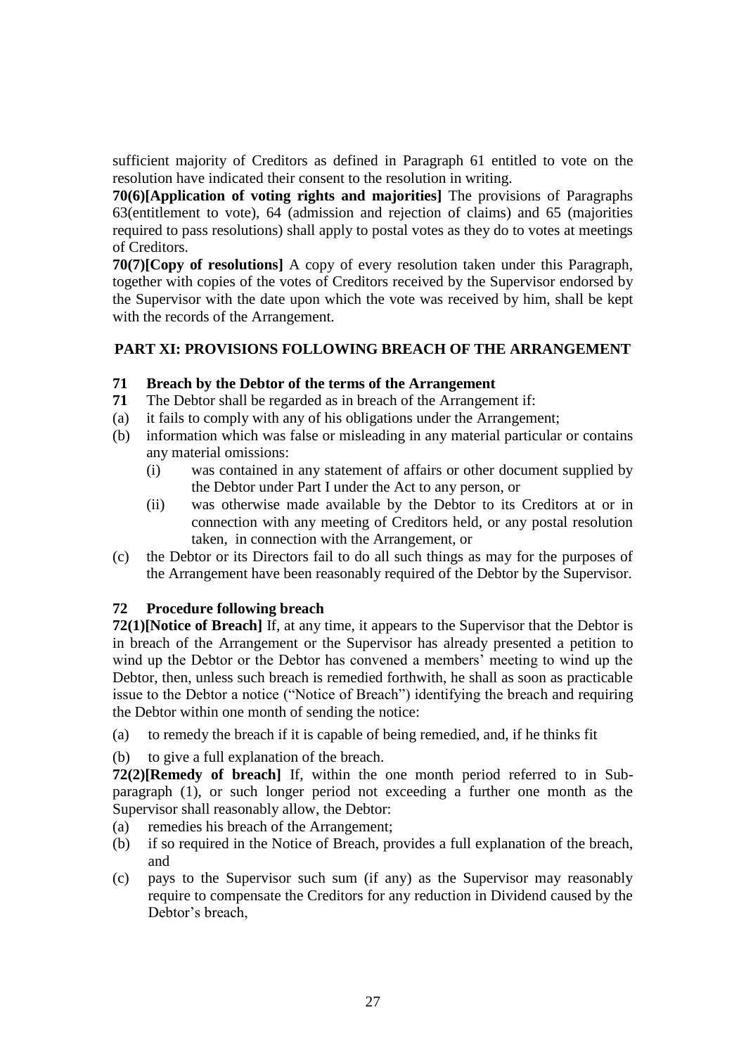sufficient majority of Creditors as defined in Paragraph 61 entitled to vote on the resolution have indicated their consent to the resolution in writing.

**70(6)[Application of voting rights and majorities]** The provisions of Paragraphs 63(entitlement to vote), 64 (admission and rejection of claims) and 65 (majorities required to pass resolutions) shall apply to postal votes as they do to votes at meetings of Creditors.

**70(7)[Copy of resolutions]** A copy of every resolution taken under this Paragraph, together with copies of the votes of Creditors received by the Supervisor endorsed by the Supervisor with the date upon which the vote was received by him, shall be kept with the records of the Arrangement.

## PART XI: PROVISIONS FOLLOWING BREACH OF THE ARRANGEMENT

### 71 Breach by the Debtor of the terms of the Arrangement

**71** The Debtor shall be regarded as in breach of the Arrangement if:

(a) it fails to comply with any of his obligations under the Arrangement;

(b) information which was false or misleading in any material particular or contains any material omissions:

- (i) was contained in any statement of affairs or other document supplied by the Debtor under Part I under the Act to any person, or
- (ii) was otherwise made available by the Debtor to its Creditors at or in connection with any meeting of Creditors held, or any postal resolution taken, in connection with the Arrangement, or

(c) the Debtor or its Directors fail to do all such things as may for the purposes of the Arrangement have been reasonably required of the Debtor by the Supervisor.

### 72 Procedure following breach

**72(1)[Notice of Breach]** If, at any time, it appears to the Supervisor that the Debtor is in breach of the Arrangement or the Supervisor has already presented a petition to wind up the Debtor or the Debtor has convened a members' meeting to wind up the Debtor, then, unless such breach is remedied forthwith, he shall as soon as practicable issue to the Debtor a notice ("Notice of Breach") identifying the breach and requiring the Debtor within one month of sending the notice:

(a) to remedy the breach if it is capable of being remedied, and, if he thinks fit

(b) to give a full explanation of the breach.

**72(2)[Remedy of breach]** If, within the one month period referred to in Sub-paragraph (1), or such longer period not exceeding a further one month as the Supervisor shall reasonably allow, the Debtor:

(a) remedies his breach of the Arrangement;

(b) if so required in the Notice of Breach, provides a full explanation of the breach, and

(c) pays to the Supervisor such sum (if any) as the Supervisor may reasonably require to compensate the Creditors for any reduction in Dividend caused by the Debtor's breach,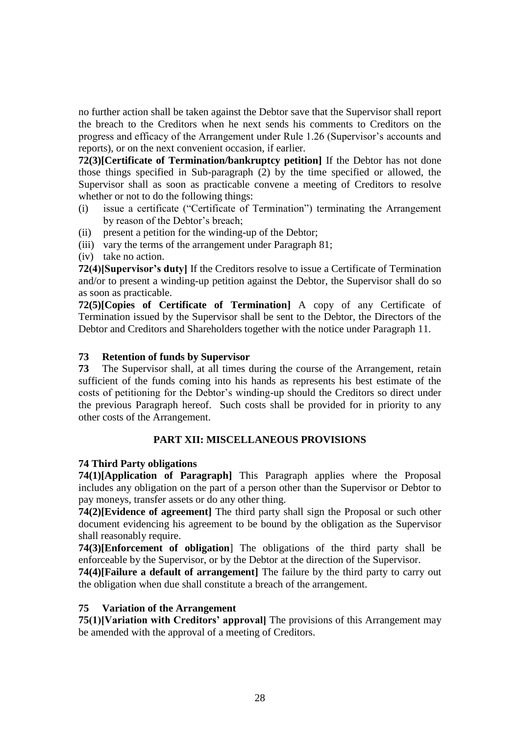no further action shall be taken against the Debtor save that the Supervisor shall report the breach to the Creditors when he next sends his comments to Creditors on the progress and efficacy of the Arrangement under Rule 1.26 (Supervisor's accounts and reports), or on the next convenient occasion, if earlier.

**72(3)[Certificate of Termination/bankruptcy petition]** If the Debtor has not done those things specified in Sub-paragraph (2) by the time specified or allowed, the Supervisor shall as soon as practicable convene a meeting of Creditors to resolve whether or not to do the following things:

(i) issue a certificate ("Certificate of Termination") terminating the Arrangement by reason of the Debtor's breach;

(ii) present a petition for the winding-up of the Debtor;

(iii) vary the terms of the arrangement under Paragraph 81;

(iv) take no action.

**72(4)[Supervisor's duty]** If the Creditors resolve to issue a Certificate of Termination and/or to present a winding-up petition against the Debtor, the Supervisor shall do so as soon as practicable.

**72(5)[Copies of Certificate of Termination]** A copy of any Certificate of Termination issued by the Supervisor shall be sent to the Debtor, the Directors of the Debtor and Creditors and Shareholders together with the notice under Paragraph 11.

### 73 Retention of funds by Supervisor

**73** The Supervisor shall, at all times during the course of the Arrangement, retain sufficient of the funds coming into his hands as represents his best estimate of the costs of petitioning for the Debtor's winding-up should the Creditors so direct under the previous Paragraph hereof. Such costs shall be provided for in priority to any other costs of the Arrangement.

## PART XII: MISCELLANEOUS PROVISIONS

### 74 Third Party obligations

**74(1)[Application of Paragraph]** This Paragraph applies where the Proposal includes any obligation on the part of a person other than the Supervisor or Debtor to pay moneys, transfer assets or do any other thing.

**74(2)[Evidence of agreement]** The third party shall sign the Proposal or such other document evidencing his agreement to be bound by the obligation as the Supervisor shall reasonably require.

**74(3)[Enforcement of obligation]** The obligations of the third party shall be enforceable by the Supervisor, or by the Debtor at the direction of the Supervisor.

**74(4)[Failure a default of arrangement]** The failure by the third party to carry out the obligation when due shall constitute a breach of the arrangement.

### 75 Variation of the Arrangement

**75(1)[Variation with Creditors' approval]** The provisions of this Arrangement may be amended with the approval of a meeting of Creditors.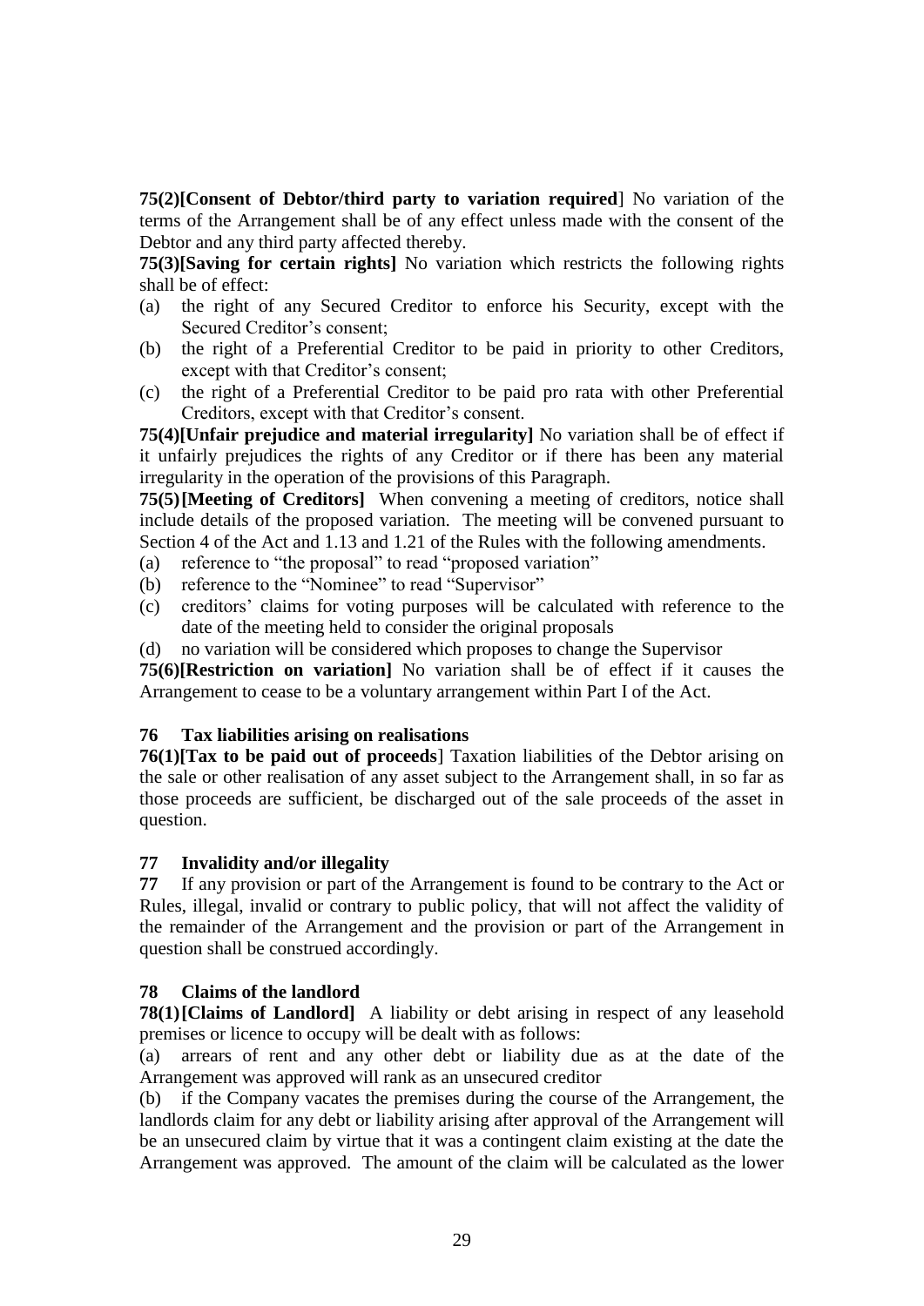**75(2)[Consent of Debtor/third party to variation required**] No variation of the terms of the Arrangement shall be of any effect unless made with the consent of the Debtor and any third party affected thereby.

**75(3)[Saving for certain rights]** No variation which restricts the following rights shall be of effect:

(a) the right of any Secured Creditor to enforce his Security, except with the Secured Creditor's consent;

(b) the right of a Preferential Creditor to be paid in priority to other Creditors, except with that Creditor's consent;

(c) the right of a Preferential Creditor to be paid pro rata with other Preferential Creditors, except with that Creditor's consent.

**75(4)[Unfair prejudice and material irregularity]** No variation shall be of effect if it unfairly prejudices the rights of any Creditor or if there has been any material irregularity in the operation of the provisions of this Paragraph.

**75(5)[Meeting of Creditors]** When convening a meeting of creditors, notice shall include details of the proposed variation. The meeting will be convened pursuant to Section 4 of the Act and 1.13 and 1.21 of the Rules with the following amendments.

(a) reference to "the proposal" to read "proposed variation"

(b) reference to the "Nominee" to read "Supervisor"

(c) creditors' claims for voting purposes will be calculated with reference to the date of the meeting held to consider the original proposals

(d) no variation will be considered which proposes to change the Supervisor

**75(6)[Restriction on variation]** No variation shall be of effect if it causes the Arrangement to cease to be a voluntary arrangement within Part I of the Act.

### 76 Tax liabilities arising on realisations

**76(1)[Tax to be paid out of proceeds**] Taxation liabilities of the Debtor arising on the sale or other realisation of any asset subject to the Arrangement shall, in so far as those proceeds are sufficient, be discharged out of the sale proceeds of the asset in question.

### 77 Invalidity and/or illegality

**77** If any provision or part of the Arrangement is found to be contrary to the Act or Rules, illegal, invalid or contrary to public policy, that will not affect the validity of the remainder of the Arrangement and the provision or part of the Arrangement in question shall be construed accordingly.

### 78 Claims of the landlord

**78(1)[Claims of Landlord]** A liability or debt arising in respect of any leasehold premises or licence to occupy will be dealt with as follows:

(a) arrears of rent and any other debt or liability due as at the date of the Arrangement was approved will rank as an unsecured creditor

(b) if the Company vacates the premises during the course of the Arrangement, the landlords claim for any debt or liability arising after approval of the Arrangement will be an unsecured claim by virtue that it was a contingent claim existing at the date the Arrangement was approved. The amount of the claim will be calculated as the lower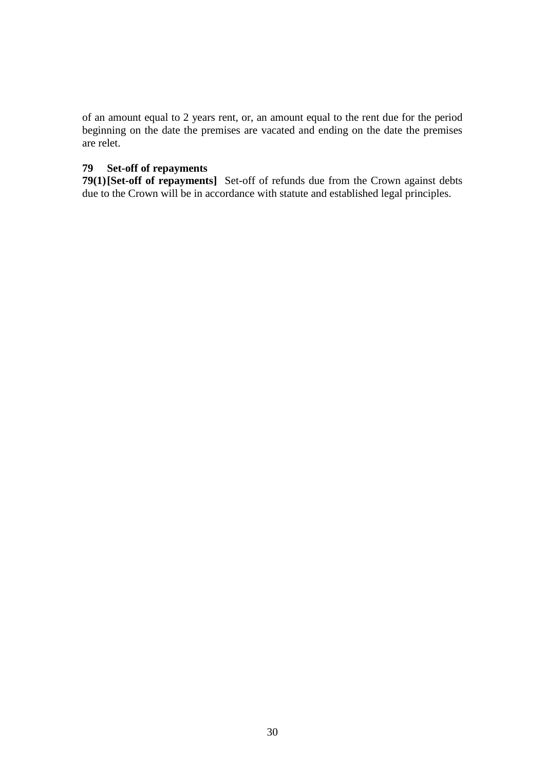of an amount equal to 2 years rent, or, an amount equal to the rent due for the period beginning on the date the premises are vacated and ending on the date the premises are relet.

### 79 Set-off of repayments

**79(1) [Set-off of repayments]** Set-off of refunds due from the Crown against debts due to the Crown will be in accordance with statute and established legal principles.